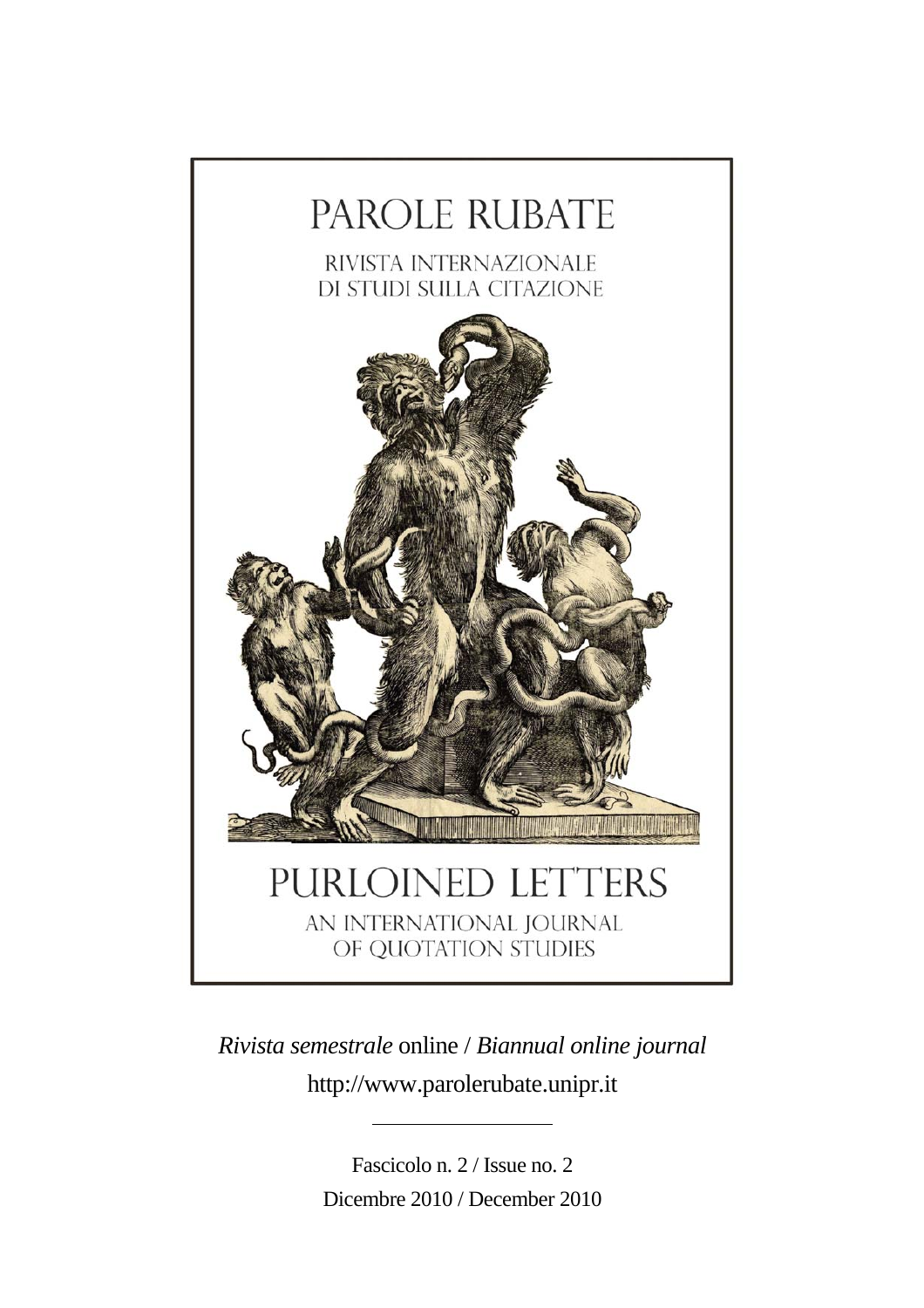# PAROLE RUBATE

RIVISTA INTERNAZIONALE
DI STUDI SULLA CITAZIONE

# PURLOINED LETTERS

AN INTERNATIONAL JOURNAL
OF QUOTATION STUDIES

*Rivista semestrale* online / *Biannual online journal*

http://www.parolerubate.unipr.it

---

Fascicolo n. 2 / Issue no. 2

Dicembre 2010 / December 2010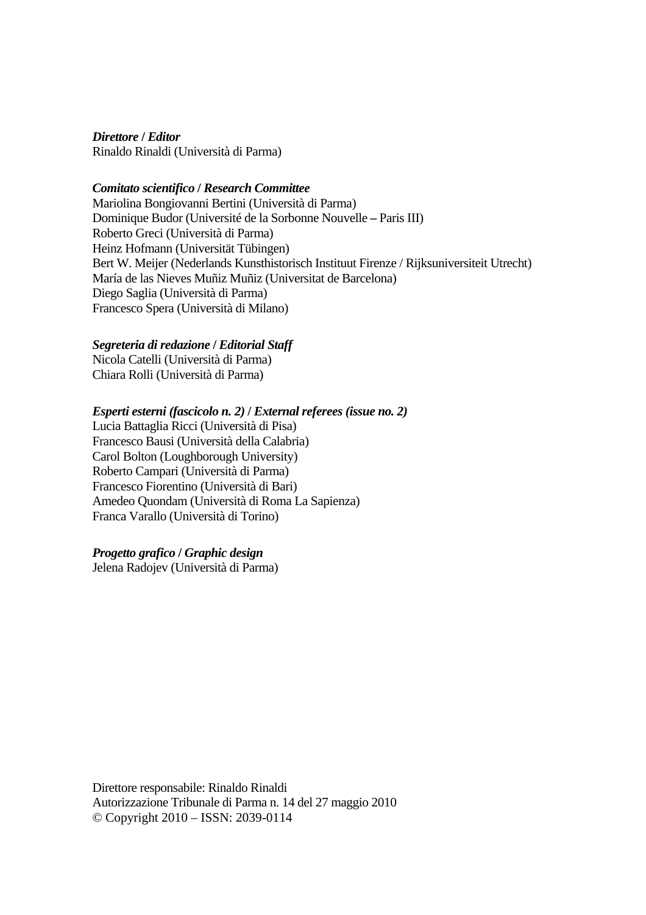***Direttore* / *Editor***
Rinaldo Rinaldi (Università di Parma)

***Comitato scientifico* / *Research Committee***
Mariolina Bongiovanni Bertini (Università di Parma)
Dominique Budor (Université de la Sorbonne Nouvelle – Paris III)
Roberto Greci (Università di Parma)
Heinz Hofmann (Universität Tübingen)
Bert W. Meijer (Nederlands Kunsthistorisch Instituut Firenze / Rijksuniversiteit Utrecht)
María de las Nieves Muñiz Muñiz (Universitat de Barcelona)
Diego Saglia (Università di Parma)
Francesco Spera (Università di Milano)

***Segreteria di redazione* / *Editorial Staff***
Nicola Catelli (Università di Parma)
Chiara Rolli (Università di Parma)

***Esperti esterni (fascicolo n. 2)* / *External referees (issue no. 2)***
Lucia Battaglia Ricci (Università di Pisa)
Francesco Bausi (Università della Calabria)
Carol Bolton (Loughborough University)
Roberto Campari (Università di Parma)
Francesco Fiorentino (Università di Bari)
Amedeo Quondam (Università di Roma La Sapienza)
Franca Varallo (Università di Torino)

***Progetto grafico* / *Graphic design***
Jelena Radojev (Università di Parma)

Direttore responsabile: Rinaldo Rinaldi
Autorizzazione Tribunale di Parma n. 14 del 27 maggio 2010
© Copyright 2010 – ISSN: 2039-0114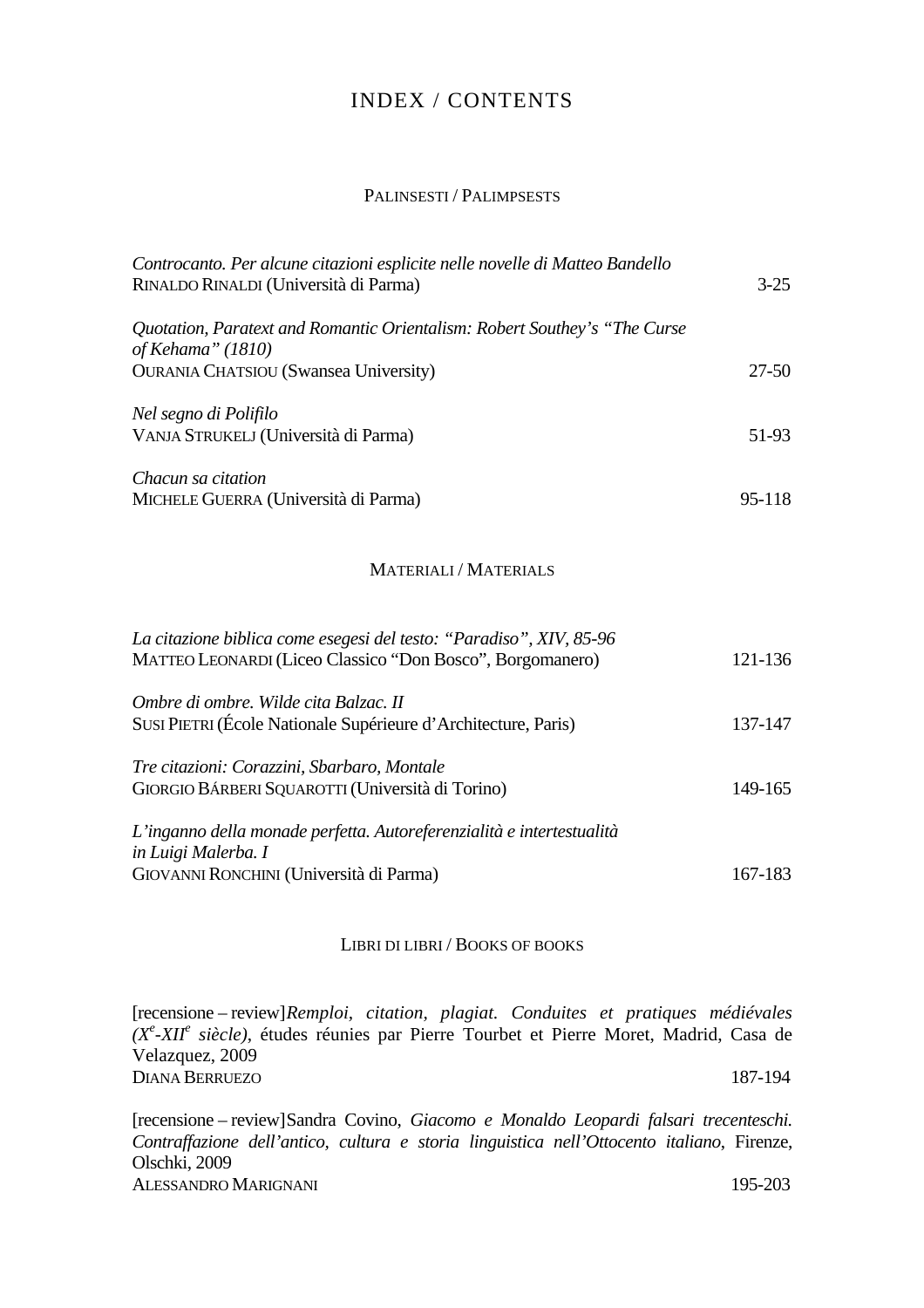# INDEX / CONTENTS

## PALINSESTI / PALIMPSESTS

*Controcanto. Per alcune citazioni esplicite nelle novelle di Matteo Bandello*
RINALDO RINALDI (Università di Parma) 3-25

*Quotation, Paratext and Romantic Orientalism: Robert Southey's "The Curse of Kehama" (1810)*
OURANIA CHATSIOU (Swansea University) 27-50

*Nel segno di Polifilo*
VANJA STRUKELJ (Università di Parma) 51-93

*Chacun sa citation*
MICHELE GUERRA (Università di Parma) 95-118

## MATERIALI / MATERIALS

*La citazione biblica come esegesi del testo: "Paradiso", XIV, 85-96*
MATTEO LEONARDI (Liceo Classico "Don Bosco", Borgomanero) 121-136

*Ombre di ombre. Wilde cita Balzac. II*
SUSI PIETRI (École Nationale Supérieure d'Architecture, Paris) 137-147

*Tre citazioni: Corazzini, Sbarbaro, Montale*
GIORGIO BÁRBERI SQUAROTTI (Università di Torino) 149-165

*L'inganno della monade perfetta. Autoreferenzialità e intertestualità in Luigi Malerba. I*
GIOVANNI RONCHINI (Università di Parma) 167-183

## LIBRI DI LIBRI / BOOKS OF BOOKS

[recensione – review]*Remploi, citation, plagiat. Conduites et pratiques médiévales (Xe-XIIe siècle)*, études réunies par Pierre Tourbet et Pierre Moret, Madrid, Casa de Velazquez, 2009
DIANA BERRUEZO 187-194

[recensione – review]Sandra Covino, *Giacomo e Monaldo Leopardi falsari trecenteschi. Contraffazione dell'antico, cultura e storia linguistica nell'Ottocento italiano*, Firenze, Olschki, 2009
ALESSANDRO MARIGNANI 195-203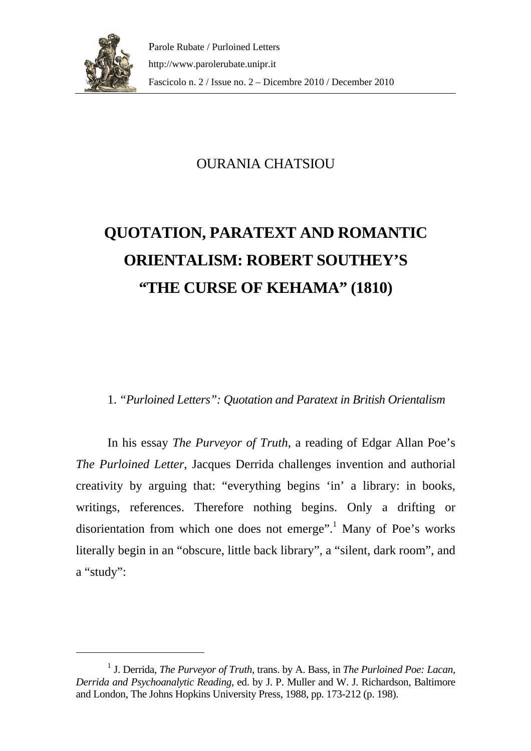OURANIA CHATSIOU

# QUOTATION, PARATEXT AND ROMANTIC ORIENTALISM: ROBERT SOUTHEY'S "THE CURSE OF KEHAMA" (1810)

## 1. *"Purloined Letters": Quotation and Paratext in British Orientalism*

In his essay *The Purveyor of Truth*, a reading of Edgar Allan Poe's *The Purloined Letter*, Jacques Derrida challenges invention and authorial creativity by arguing that: "everything begins 'in' a library: in books, writings, references. Therefore nothing begins. Only a drifting or disorientation from which one does not emerge".[1] Many of Poe's works literally begin in an "obscure, little back library", a "silent, dark room", and a "study":

[1] J. Derrida, *The Purveyor of Truth*, trans. by A. Bass, in *The Purloined Poe: Lacan, Derrida and Psychoanalytic Reading*, ed. by J. P. Muller and W. J. Richardson, Baltimore and London, The Johns Hopkins University Press, 1988, pp. 173-212 (p. 198).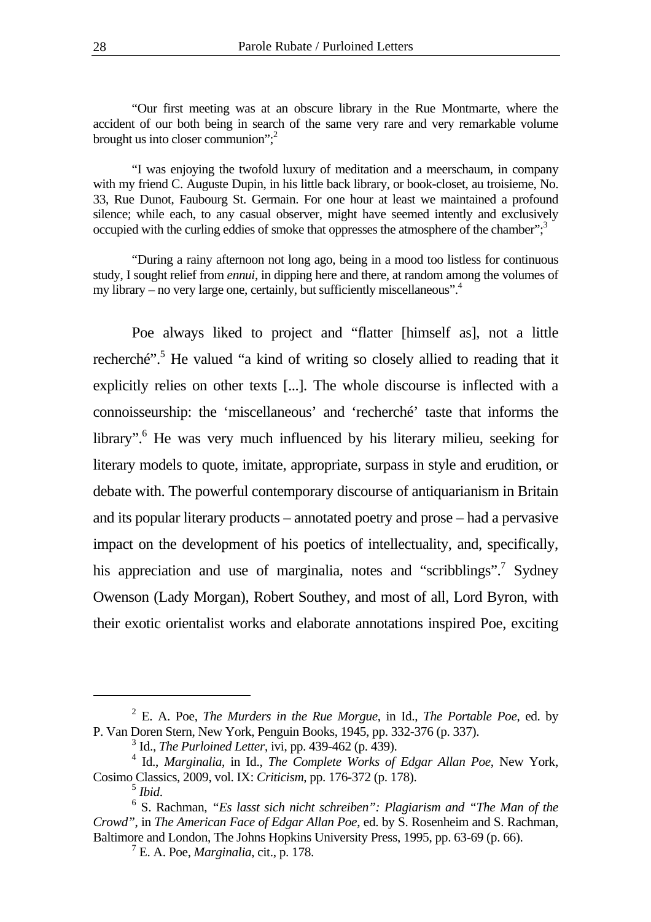"Our first meeting was at an obscure library in the Rue Montmarte, where the accident of our both being in search of the same very rare and very remarkable volume brought us into closer communion";[2]

"I was enjoying the twofold luxury of meditation and a meerschaum, in company with my friend C. Auguste Dupin, in his little back library, or book-closet, au troisieme, No. 33, Rue Dunot, Faubourg St. Germain. For one hour at least we maintained a profound silence; while each, to any casual observer, might have seemed intently and exclusively occupied with the curling eddies of smoke that oppresses the atmosphere of the chamber";[3]

"During a rainy afternoon not long ago, being in a mood too listless for continuous study, I sought relief from *ennui*, in dipping here and there, at random among the volumes of my library – no very large one, certainly, but sufficiently miscellaneous".[4]

Poe always liked to project and "flatter [himself as], not a little recherché".[5] He valued "a kind of writing so closely allied to reading that it explicitly relies on other texts [...]. The whole discourse is inflected with a connoisseurship: the 'miscellaneous' and 'recherché' taste that informs the library".[6] He was very much influenced by his literary milieu, seeking for literary models to quote, imitate, appropriate, surpass in style and erudition, or debate with. The powerful contemporary discourse of antiquarianism in Britain and its popular literary products – annotated poetry and prose – had a pervasive impact on the development of his poetics of intellectuality, and, specifically, his appreciation and use of marginalia, notes and "scribblings".[7] Sydney Owenson (Lady Morgan), Robert Southey, and most of all, Lord Byron, with their exotic orientalist works and elaborate annotations inspired Poe, exciting

---

[2] E. A. Poe, *The Murders in the Rue Morgue*, in Id., *The Portable Poe*, ed. by P. Van Doren Stern, New York, Penguin Books, 1945, pp. 332-376 (p. 337).

[3] Id., *The Purloined Letter*, ivi, pp. 439-462 (p. 439).

[4] Id., *Marginalia*, in Id., *The Complete Works of Edgar Allan Poe*, New York, Cosimo Classics, 2009, vol. IX: *Criticism*, pp. 176-372 (p. 178).

[5] *Ibid*.

[6] S. Rachman, *"Es lasst sich nicht schreiben": Plagiarism and "The Man of the Crowd"*, in *The American Face of Edgar Allan Poe*, ed. by S. Rosenheim and S. Rachman, Baltimore and London, The Johns Hopkins University Press, 1995, pp. 63-69 (p. 66).

[7] E. A. Poe, *Marginalia*, cit., p. 178.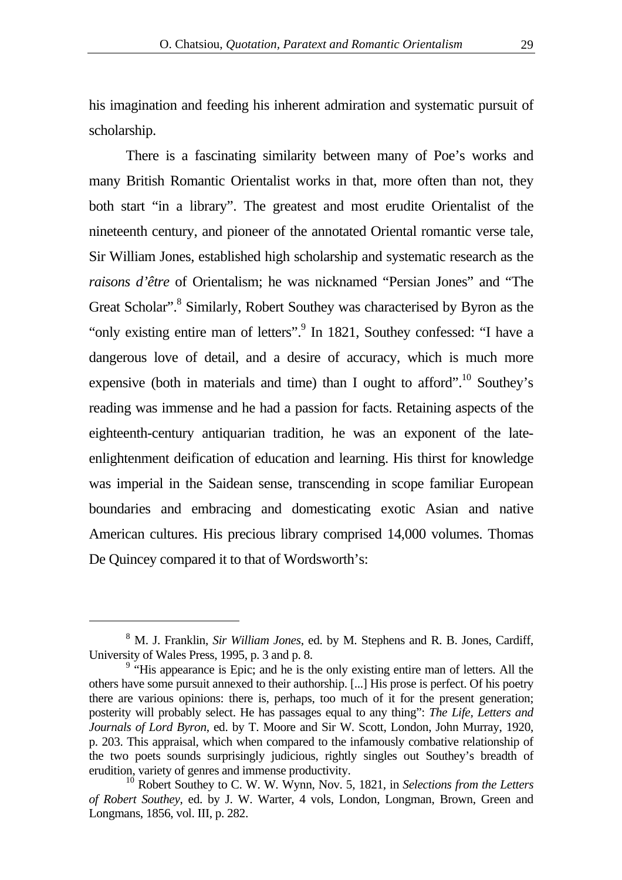his imagination and feeding his inherent admiration and systematic pursuit of scholarship.

There is a fascinating similarity between many of Poe's works and many British Romantic Orientalist works in that, more often than not, they both start "in a library". The greatest and most erudite Orientalist of the nineteenth century, and pioneer of the annotated Oriental romantic verse tale, Sir William Jones, established high scholarship and systematic research as the *raisons d'être* of Orientalism; he was nicknamed "Persian Jones" and "The Great Scholar".[8] Similarly, Robert Southey was characterised by Byron as the "only existing entire man of letters".[9] In 1821, Southey confessed: "I have a dangerous love of detail, and a desire of accuracy, which is much more expensive (both in materials and time) than I ought to afford".[10] Southey's reading was immense and he had a passion for facts. Retaining aspects of the eighteenth-century antiquarian tradition, he was an exponent of the late-enlightenment deification of education and learning. His thirst for knowledge was imperial in the Saidean sense, transcending in scope familiar European boundaries and embracing and domesticating exotic Asian and native American cultures. His precious library comprised 14,000 volumes. Thomas De Quincey compared it to that of Wordsworth's:

---

[8] M. J. Franklin, *Sir William Jones*, ed. by M. Stephens and R. B. Jones, Cardiff, University of Wales Press, 1995, p. 3 and p. 8.

[9] "His appearance is Epic; and he is the only existing entire man of letters. All the others have some pursuit annexed to their authorship. [...] His prose is perfect. Of his poetry there are various opinions: there is, perhaps, too much of it for the present generation; posterity will probably select. He has passages equal to any thing": *The Life, Letters and Journals of Lord Byron*, ed. by T. Moore and Sir W. Scott, London, John Murray, 1920, p. 203. This appraisal, which when compared to the infamously combative relationship of the two poets sounds surprisingly judicious, rightly singles out Southey's breadth of erudition, variety of genres and immense productivity.

[10] Robert Southey to C. W. W. Wynn, Nov. 5, 1821, in *Selections from the Letters of Robert Southey*, ed. by J. W. Warter, 4 vols, London, Longman, Brown, Green and Longmans, 1856, vol. III, p. 282.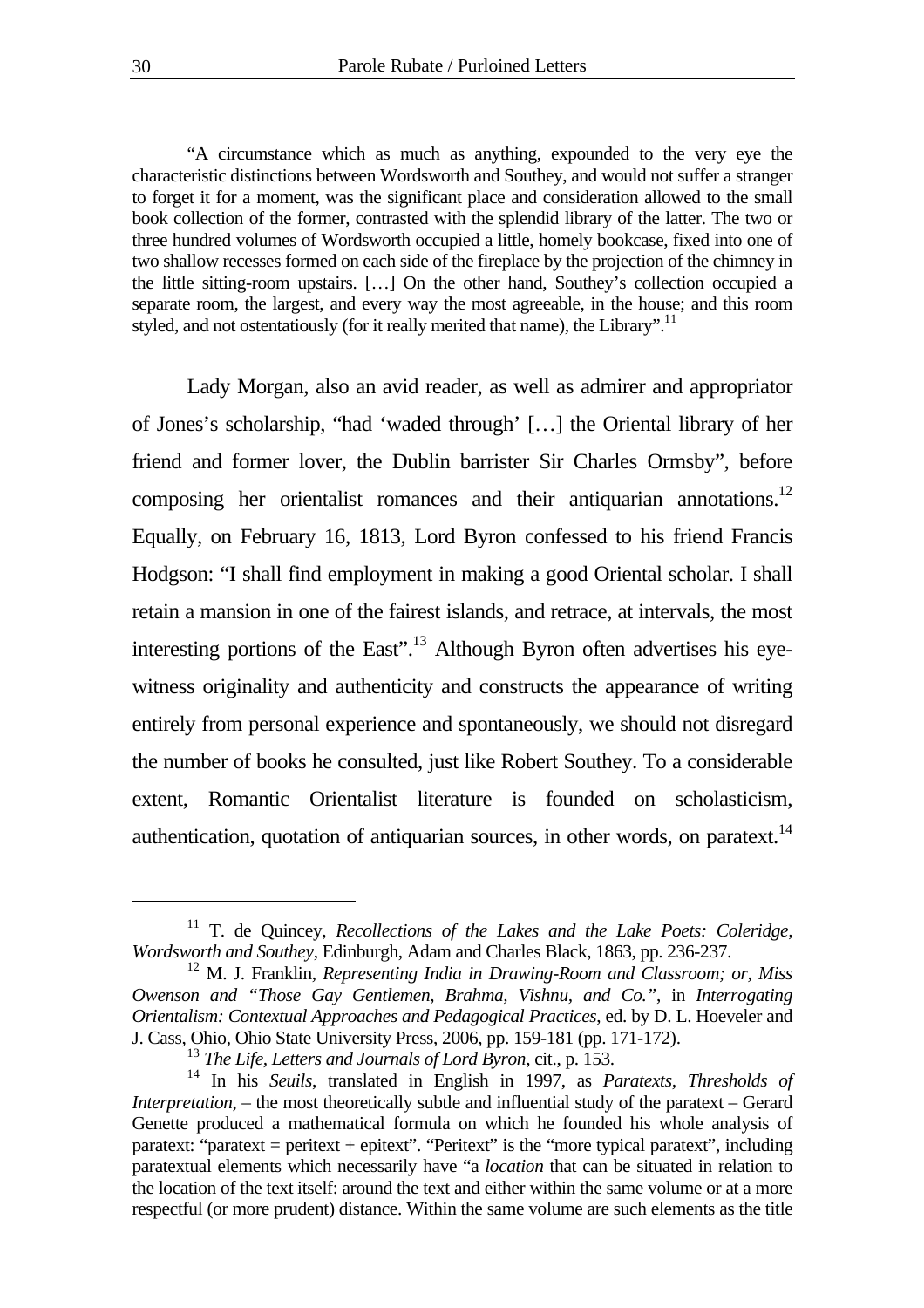"A circumstance which as much as anything, expounded to the very eye the characteristic distinctions between Wordsworth and Southey, and would not suffer a stranger to forget it for a moment, was the significant place and consideration allowed to the small book collection of the former, contrasted with the splendid library of the latter. The two or three hundred volumes of Wordsworth occupied a little, homely bookcase, fixed into one of two shallow recesses formed on each side of the fireplace by the projection of the chimney in the little sitting-room upstairs. […] On the other hand, Southey's collection occupied a separate room, the largest, and every way the most agreeable, in the house; and this room styled, and not ostentatiously (for it really merited that name), the Library".[11]

Lady Morgan, also an avid reader, as well as admirer and appropriator of Jones's scholarship, "had 'waded through' […] the Oriental library of her friend and former lover, the Dublin barrister Sir Charles Ormsby", before composing her orientalist romances and their antiquarian annotations.[12] Equally, on February 16, 1813, Lord Byron confessed to his friend Francis Hodgson: "I shall find employment in making a good Oriental scholar. I shall retain a mansion in one of the fairest islands, and retrace, at intervals, the most interesting portions of the East".[13] Although Byron often advertises his eye-witness originality and authenticity and constructs the appearance of writing entirely from personal experience and spontaneously, we should not disregard the number of books he consulted, just like Robert Southey. To a considerable extent, Romantic Orientalist literature is founded on scholasticism, authentication, quotation of antiquarian sources, in other words, on paratext.[14]

---

[11] T. de Quincey, *Recollections of the Lakes and the Lake Poets: Coleridge, Wordsworth and Southey*, Edinburgh, Adam and Charles Black, 1863, pp. 236-237.

[12] M. J. Franklin, *Representing India in Drawing-Room and Classroom; or, Miss Owenson and "Those Gay Gentlemen, Brahma, Vishnu, and Co."*, in *Interrogating Orientalism: Contextual Approaches and Pedagogical Practices*, ed. by D. L. Hoeveler and J. Cass, Ohio, Ohio State University Press, 2006, pp. 159-181 (pp. 171-172).

[13] *The Life, Letters and Journals of Lord Byron*, cit., p. 153.

[14] In his *Seuils*, translated in English in 1997, as *Paratexts, Thresholds of Interpretation*, – the most theoretically subtle and influential study of the paratext – Gerard Genette produced a mathematical formula on which he founded his whole analysis of paratext: "paratext = peritext + epitext". "Peritext" is the "more typical paratext", including paratextual elements which necessarily have "a *location* that can be situated in relation to the location of the text itself: around the text and either within the same volume or at a more respectful (or more prudent) distance. Within the same volume are such elements as the title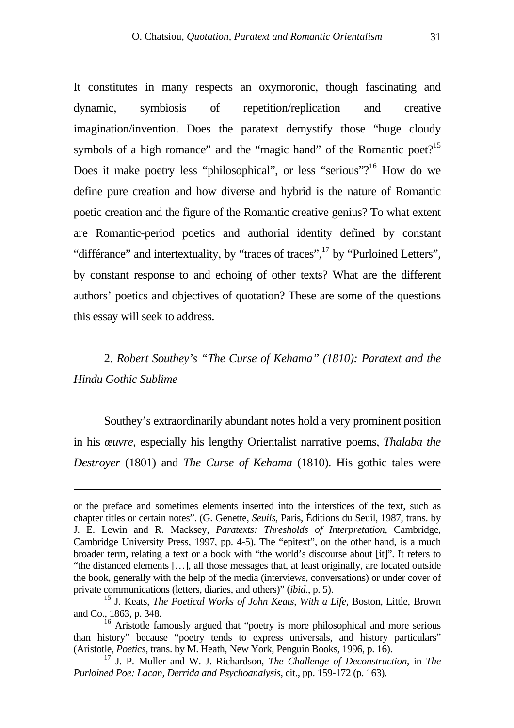It constitutes in many respects an oxymoronic, though fascinating and dynamic, symbiosis of repetition/replication and creative imagination/invention. Does the paratext demystify those "huge cloudy symbols of a high romance" and the "magic hand" of the Romantic poet?[15] Does it make poetry less "philosophical", or less "serious"?[16] How do we define pure creation and how diverse and hybrid is the nature of Romantic poetic creation and the figure of the Romantic creative genius? To what extent are Romantic-period poetics and authorial identity defined by constant "différance" and intertextuality, by "traces of traces",[17] by "Purloined Letters", by constant response to and echoing of other texts? What are the different authors' poetics and objectives of quotation? These are some of the questions this essay will seek to address.

## 2. *Robert Southey's "The Curse of Kehama" (1810): Paratext and the Hindu Gothic Sublime*

Southey's extraordinarily abundant notes hold a very prominent position in his *œuvre*, especially his lengthy Orientalist narrative poems, *Thalaba the Destroyer* (1801) and *The Curse of Kehama* (1810). His gothic tales were

---

or the preface and sometimes elements inserted into the interstices of the text, such as chapter titles or certain notes". (G. Genette, *Seuils*, Paris, Éditions du Seuil, 1987, trans. by J. E. Lewin and R. Macksey, *Paratexts: Thresholds of Interpretation*, Cambridge, Cambridge University Press, 1997, pp. 4-5). The "epitext", on the other hand, is a much broader term, relating a text or a book with "the world's discourse about [it]". It refers to "the distanced elements […], all those messages that, at least originally, are located outside the book, generally with the help of the media (interviews, conversations) or under cover of private communications (letters, diaries, and others)" (*ibid.*, p. 5).

[15] J. Keats, *The Poetical Works of John Keats, With a Life*, Boston, Little, Brown and Co., 1863, p. 348.

[16] Aristotle famously argued that "poetry is more philosophical and more serious than history" because "poetry tends to express universals, and history particulars" (Aristotle, *Poetics*, trans. by M. Heath, New York, Penguin Books, 1996, p. 16).

[17] J. P. Muller and W. J. Richardson, *The Challenge of Deconstruction*, in *The Purloined Poe: Lacan, Derrida and Psychoanalysis*, cit., pp. 159-172 (p. 163).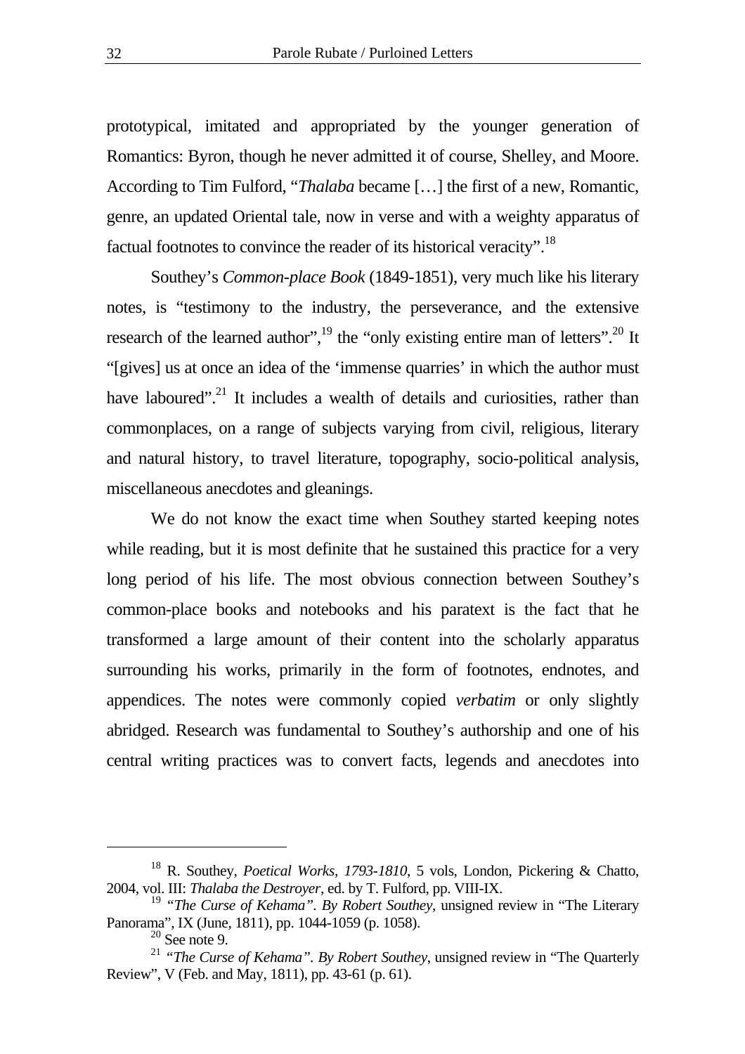prototypical, imitated and appropriated by the younger generation of Romantics: Byron, though he never admitted it of course, Shelley, and Moore. According to Tim Fulford, "*Thalaba* became […] the first of a new, Romantic, genre, an updated Oriental tale, now in verse and with a weighty apparatus of factual footnotes to convince the reader of its historical veracity".[18]

Southey's *Common-place Book* (1849-1851), very much like his literary notes, is "testimony to the industry, the perseverance, and the extensive research of the learned author",[19] the "only existing entire man of letters".[20] It "[gives] us at once an idea of the 'immense quarries' in which the author must have laboured".[21] It includes a wealth of details and curiosities, rather than commonplaces, on a range of subjects varying from civil, religious, literary and natural history, to travel literature, topography, socio-political analysis, miscellaneous anecdotes and gleanings.

We do not know the exact time when Southey started keeping notes while reading, but it is most definite that he sustained this practice for a very long period of his life. The most obvious connection between Southey's common-place books and notebooks and his paratext is the fact that he transformed a large amount of their content into the scholarly apparatus surrounding his works, primarily in the form of footnotes, endnotes, and appendices. The notes were commonly copied *verbatim* or only slightly abridged. Research was fundamental to Southey's authorship and one of his central writing practices was to convert facts, legends and anecdotes into

---

[18] R. Southey, *Poetical Works, 1793-1810*, 5 vols, London, Pickering & Chatto, 2004, vol. III: *Thalaba the Destroyer*, ed. by T. Fulford, pp. VIII-IX.

[19] *"The Curse of Kehama". By Robert Southey*, unsigned review in "The Literary Panorama", IX (June, 1811), pp. 1044-1059 (p. 1058).

[20] See note 9.

[21] *"The Curse of Kehama". By Robert Southey*, unsigned review in "The Quarterly Review", V (Feb. and May, 1811), pp. 43-61 (p. 61).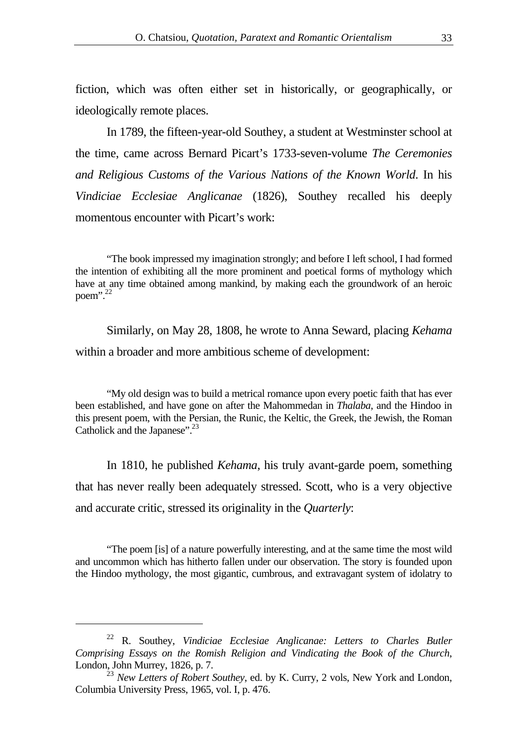fiction, which was often either set in historically, or geographically, or ideologically remote places.

In 1789, the fifteen-year-old Southey, a student at Westminster school at the time, came across Bernard Picart's 1733-seven-volume *The Ceremonies and Religious Customs of the Various Nations of the Known World*. In his *Vindiciae Ecclesiae Anglicanae* (1826), Southey recalled his deeply momentous encounter with Picart's work:

> "The book impressed my imagination strongly; and before I left school, I had formed the intention of exhibiting all the more prominent and poetical forms of mythology which have at any time obtained among mankind, by making each the groundwork of an heroic poem".[22]

Similarly, on May 28, 1808, he wrote to Anna Seward, placing *Kehama* within a broader and more ambitious scheme of development:

> "My old design was to build a metrical romance upon every poetic faith that has ever been established, and have gone on after the Mahommedan in *Thalaba*, and the Hindoo in this present poem, with the Persian, the Runic, the Keltic, the Greek, the Jewish, the Roman Catholick and the Japanese".[23]

In 1810, he published *Kehama*, his truly avant-garde poem, something that has never really been adequately stressed. Scott, who is a very objective and accurate critic, stressed its originality in the *Quarterly*:

> "The poem [is] of a nature powerfully interesting, and at the same time the most wild and uncommon which has hitherto fallen under our observation. The story is founded upon the Hindoo mythology, the most gigantic, cumbrous, and extravagant system of idolatry to

---

[22] R. Southey, *Vindiciae Ecclesiae Anglicanae: Letters to Charles Butler Comprising Essays on the Romish Religion and Vindicating the Book of the Church*, London, John Murrey, 1826, p. 7.

[23] *New Letters of Robert Southey*, ed. by K. Curry, 2 vols, New York and London, Columbia University Press, 1965, vol. I, p. 476.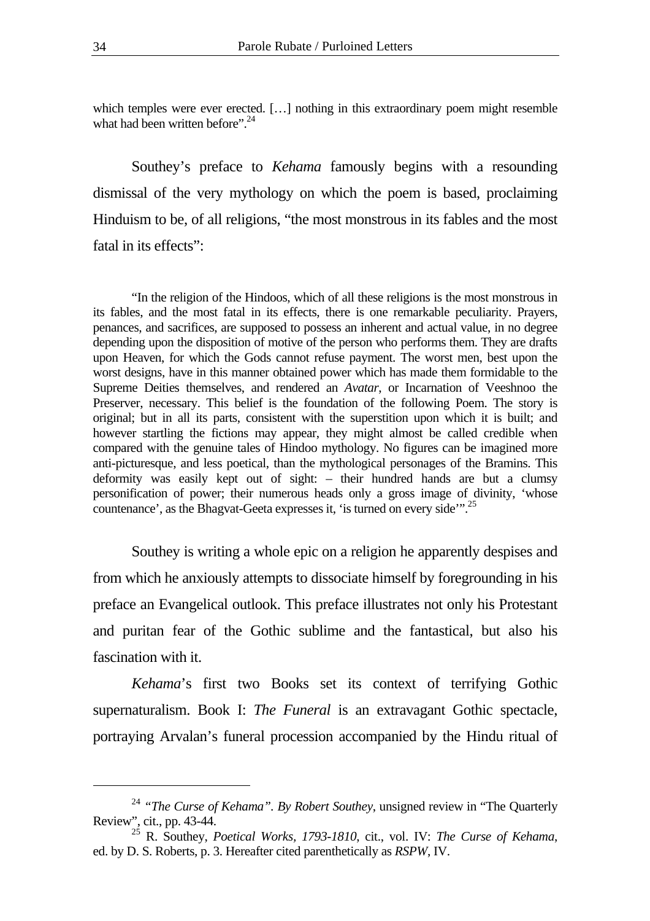which temples were ever erected. […] nothing in this extraordinary poem might resemble what had been written before”.[24]

Southey’s preface to *Kehama* famously begins with a resounding dismissal of the very mythology on which the poem is based, proclaiming Hinduism to be, of all religions, “the most monstrous in its fables and the most fatal in its effects”:

> “In the religion of the Hindoos, which of all these religions is the most monstrous in its fables, and the most fatal in its effects, there is one remarkable peculiarity. Prayers, penances, and sacrifices, are supposed to possess an inherent and actual value, in no degree depending upon the disposition of motive of the person who performs them. They are drafts upon Heaven, for which the Gods cannot refuse payment. The worst men, best upon the worst designs, have in this manner obtained power which has made them formidable to the Supreme Deities themselves, and rendered an *Avatar*, or Incarnation of Veeshnoo the Preserver, necessary. This belief is the foundation of the following Poem. The story is original; but in all its parts, consistent with the superstition upon which it is built; and however startling the fictions may appear, they might almost be called credible when compared with the genuine tales of Hindoo mythology. No figures can be imagined more anti-picturesque, and less poetical, than the mythological personages of the Bramins. This deformity was easily kept out of sight: – their hundred hands are but a clumsy personification of power; their numerous heads only a gross image of divinity, ‘whose countenance’, as the Bhagvat-Geeta expresses it, ‘is turned on every side’”.[25]

Southey is writing a whole epic on a religion he apparently despises and from which he anxiously attempts to dissociate himself by foregrounding in his preface an Evangelical outlook. This preface illustrates not only his Protestant and puritan fear of the Gothic sublime and the fantastical, but also his fascination with it.

*Kehama*’s first two Books set its context of terrifying Gothic supernaturalism. Book I: *The Funeral* is an extravagant Gothic spectacle, portraying Arvalan’s funeral procession accompanied by the Hindu ritual of

---

[24] *“The Curse of Kehama”. By Robert Southey*, unsigned review in “The Quarterly Review”, cit., pp. 43-44.

[25] R. Southey, *Poetical Works, 1793-1810*, cit., vol. IV: *The Curse of Kehama*, ed. by D. S. Roberts, p. 3. Hereafter cited parenthetically as *RSPW*, IV.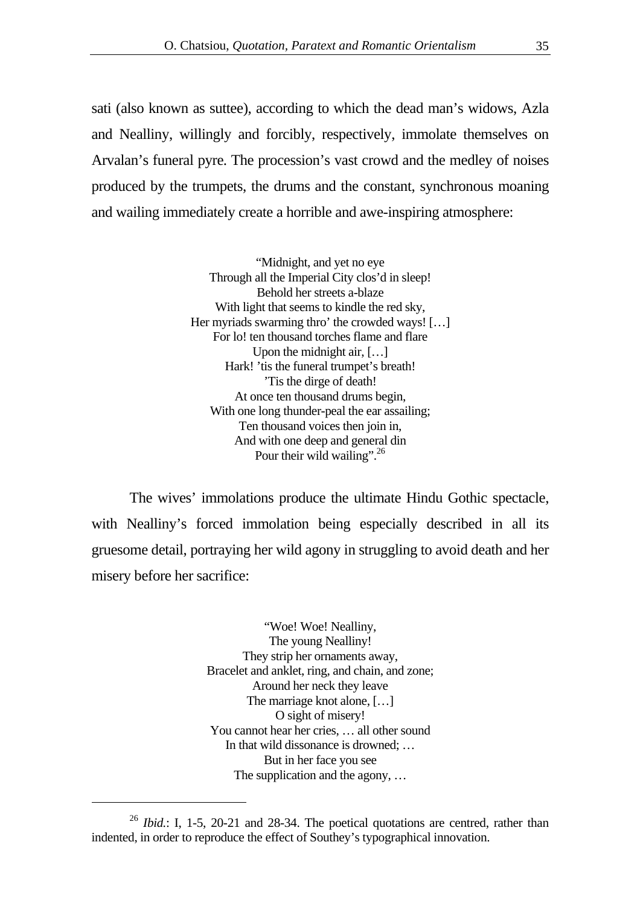sati (also known as suttee), according to which the dead man's widows, Azla and Nealliny, willingly and forcibly, respectively, immolate themselves on Arvalan's funeral pyre. The procession's vast crowd and the medley of noises produced by the trumpets, the drums and the constant, synchronous moaning and wailing immediately create a horrible and awe-inspiring atmosphere:

<center>
"Midnight, and yet no eye<br>
Through all the Imperial City clos'd in sleep!<br>
Behold her streets a-blaze<br>
With light that seems to kindle the red sky,<br>
Her myriads swarming thro' the crowded ways! […]<br>
For lo! ten thousand torches flame and flare<br>
Upon the midnight air, […]<br>
Hark! 'tis the funeral trumpet's breath!<br>
'Tis the dirge of death!<br>
At once ten thousand drums begin,<br>
With one long thunder-peal the ear assailing;<br>
Ten thousand voices then join in,<br>
And with one deep and general din<br>
Pour their wild wailing".[26]
</center>

The wives' immolations produce the ultimate Hindu Gothic spectacle, with Nealliny's forced immolation being especially described in all its gruesome detail, portraying her wild agony in struggling to avoid death and her misery before her sacrifice:

<center>
"Woe! Woe! Nealliny,<br>
The young Nealliny!<br>
They strip her ornaments away,<br>
Bracelet and anklet, ring, and chain, and zone;<br>
Around her neck they leave<br>
The marriage knot alone, […]<br>
O sight of misery!<br>
You cannot hear her cries, … all other sound<br>
In that wild dissonance is drowned; …<br>
But in her face you see<br>
The supplication and the agony, …
</center>

---

[26] *Ibid.*: I, 1-5, 20-21 and 28-34. The poetical quotations are centred, rather than indented, in order to reproduce the effect of Southey's typographical innovation.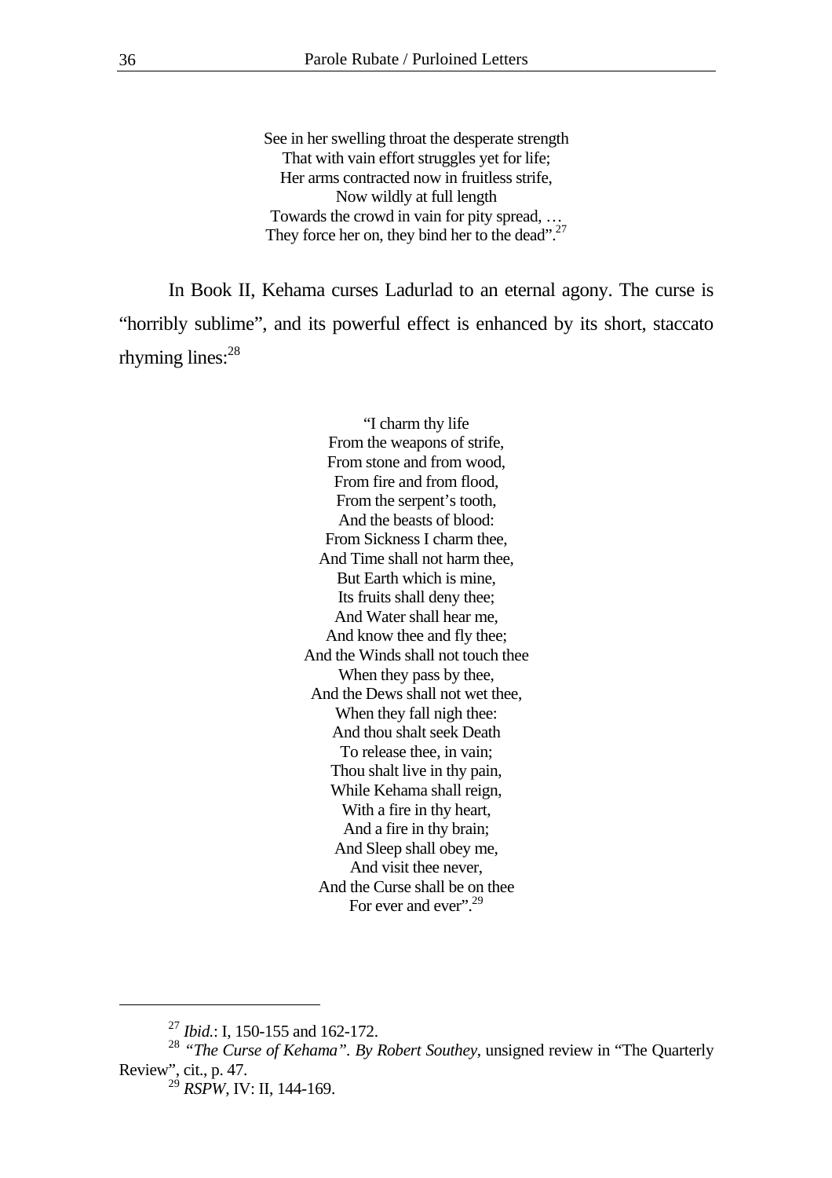See in her swelling throat the desperate strength  
That with vain effort struggles yet for life;  
Her arms contracted now in fruitless strife,  
Now wildly at full length  
Towards the crowd in vain for pity spread, …  
They force her on, they bind her to the dead".[27]

In Book II, Kehama curses Ladurlad to an eternal agony. The curse is "horribly sublime", and its powerful effect is enhanced by its short, staccato rhyming lines:[28]

"I charm thy life  
From the weapons of strife,  
From stone and from wood,  
From fire and from flood,  
From the serpent's tooth,  
And the beasts of blood:  
From Sickness I charm thee,  
And Time shall not harm thee,  
But Earth which is mine,  
Its fruits shall deny thee;  
And Water shall hear me,  
And know thee and fly thee;  
And the Winds shall not touch thee  
When they pass by thee,  
And the Dews shall not wet thee,  
When they fall nigh thee:  
And thou shalt seek Death  
To release thee, in vain;  
Thou shalt live in thy pain,  
While Kehama shall reign,  
With a fire in thy heart,  
And a fire in thy brain;  
And Sleep shall obey me,  
And visit thee never,  
And the Curse shall be on thee  
For ever and ever".[29]

---

[27] *Ibid.*: I, 150-155 and 162-172.

[28] *"The Curse of Kehama". By Robert Southey*, unsigned review in "The Quarterly Review", cit., p. 47.

[29] *RSPW*, IV: II, 144-169.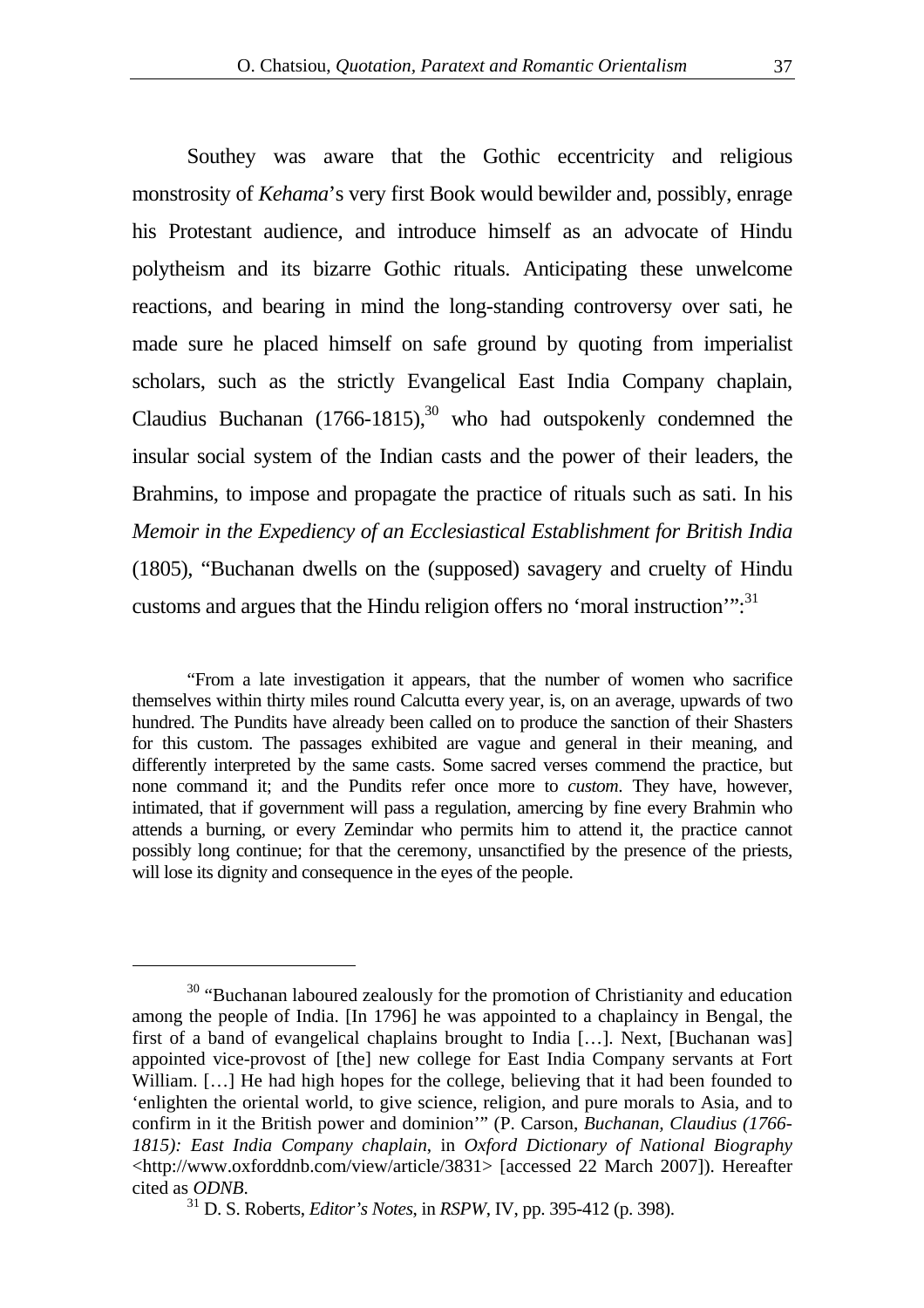Southey was aware that the Gothic eccentricity and religious monstrosity of *Kehama*'s very first Book would bewilder and, possibly, enrage his Protestant audience, and introduce himself as an advocate of Hindu polytheism and its bizarre Gothic rituals. Anticipating these unwelcome reactions, and bearing in mind the long-standing controversy over sati, he made sure he placed himself on safe ground by quoting from imperialist scholars, such as the strictly Evangelical East India Company chaplain, Claudius Buchanan (1766-1815),[30] who had outspokenly condemned the insular social system of the Indian casts and the power of their leaders, the Brahmins, to impose and propagate the practice of rituals such as sati. In his *Memoir in the Expediency of an Ecclesiastical Establishment for British India* (1805), "Buchanan dwells on the (supposed) savagery and cruelty of Hindu customs and argues that the Hindu religion offers no 'moral instruction'":[31]

> "From a late investigation it appears, that the number of women who sacrifice themselves within thirty miles round Calcutta every year, is, on an average, upwards of two hundred. The Pundits have already been called on to produce the sanction of their Shasters for this custom. The passages exhibited are vague and general in their meaning, and differently interpreted by the same casts. Some sacred verses commend the practice, but none command it; and the Pundits refer once more to *custom*. They have, however, intimated, that if government will pass a regulation, amercing by fine every Brahmin who attends a burning, or every Zemindar who permits him to attend it, the practice cannot possibly long continue; for that the ceremony, unsanctified by the presence of the priests, will lose its dignity and consequence in the eyes of the people.

---

[30] "Buchanan laboured zealously for the promotion of Christianity and education among the people of India. [In 1796] he was appointed to a chaplaincy in Bengal, the first of a band of evangelical chaplains brought to India […]. Next, [Buchanan was] appointed vice-provost of [the] new college for East India Company servants at Fort William. […] He had high hopes for the college, believing that it had been founded to 'enlighten the oriental world, to give science, religion, and pure morals to Asia, and to confirm in it the British power and dominion'" (P. Carson, *Buchanan, Claudius (1766-1815): East India Company chaplain*, in *Oxford Dictionary of National Biography* <http://www.oxforddnb.com/view/article/3831> [accessed 22 March 2007]). Hereafter cited as *ODNB*.

[31] D. S. Roberts, *Editor's Notes*, in *RSPW*, IV, pp. 395-412 (p. 398).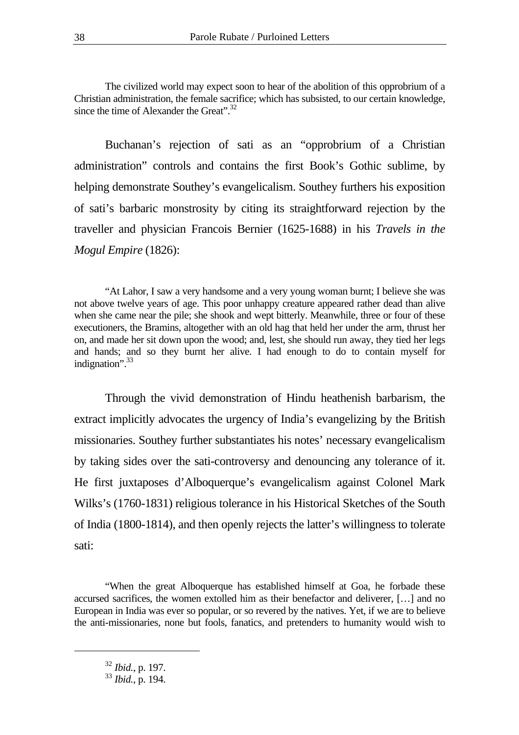> The civilized world may expect soon to hear of the abolition of this opprobrium of a Christian administration, the female sacrifice; which has subsisted, to our certain knowledge, since the time of Alexander the Great".[32]

Buchanan's rejection of sati as an "opprobrium of a Christian administration" controls and contains the first Book's Gothic sublime, by helping demonstrate Southey's evangelicalism. Southey furthers his exposition of sati's barbaric monstrosity by citing its straightforward rejection by the traveller and physician Francois Bernier (1625-1688) in his *Travels in the Mogul Empire* (1826):

> "At Lahor, I saw a very handsome and a very young woman burnt; I believe she was not above twelve years of age. This poor unhappy creature appeared rather dead than alive when she came near the pile; she shook and wept bitterly. Meanwhile, three or four of these executioners, the Bramins, altogether with an old hag that held her under the arm, thrust her on, and made her sit down upon the wood; and, lest, she should run away, they tied her legs and hands; and so they burnt her alive. I had enough to do to contain myself for indignation".[33]

Through the vivid demonstration of Hindu heathenish barbarism, the extract implicitly advocates the urgency of India's evangelizing by the British missionaries. Southey further substantiates his notes' necessary evangelicalism by taking sides over the sati-controversy and denouncing any tolerance of it. He first juxtaposes d'Alboquerque's evangelicalism against Colonel Mark Wilks's (1760-1831) religious tolerance in his Historical Sketches of the South of India (1800-1814), and then openly rejects the latter's willingness to tolerate sati:

> "When the great Alboquerque has established himself at Goa, he forbade these accursed sacrifices, the women extolled him as their benefactor and deliverer, […] and no European in India was ever so popular, or so revered by the natives. Yet, if we are to believe the anti-missionaries, none but fools, fanatics, and pretenders to humanity would wish to

---

[32] *Ibid.*, p. 197.

[33] *Ibid.*, p. 194.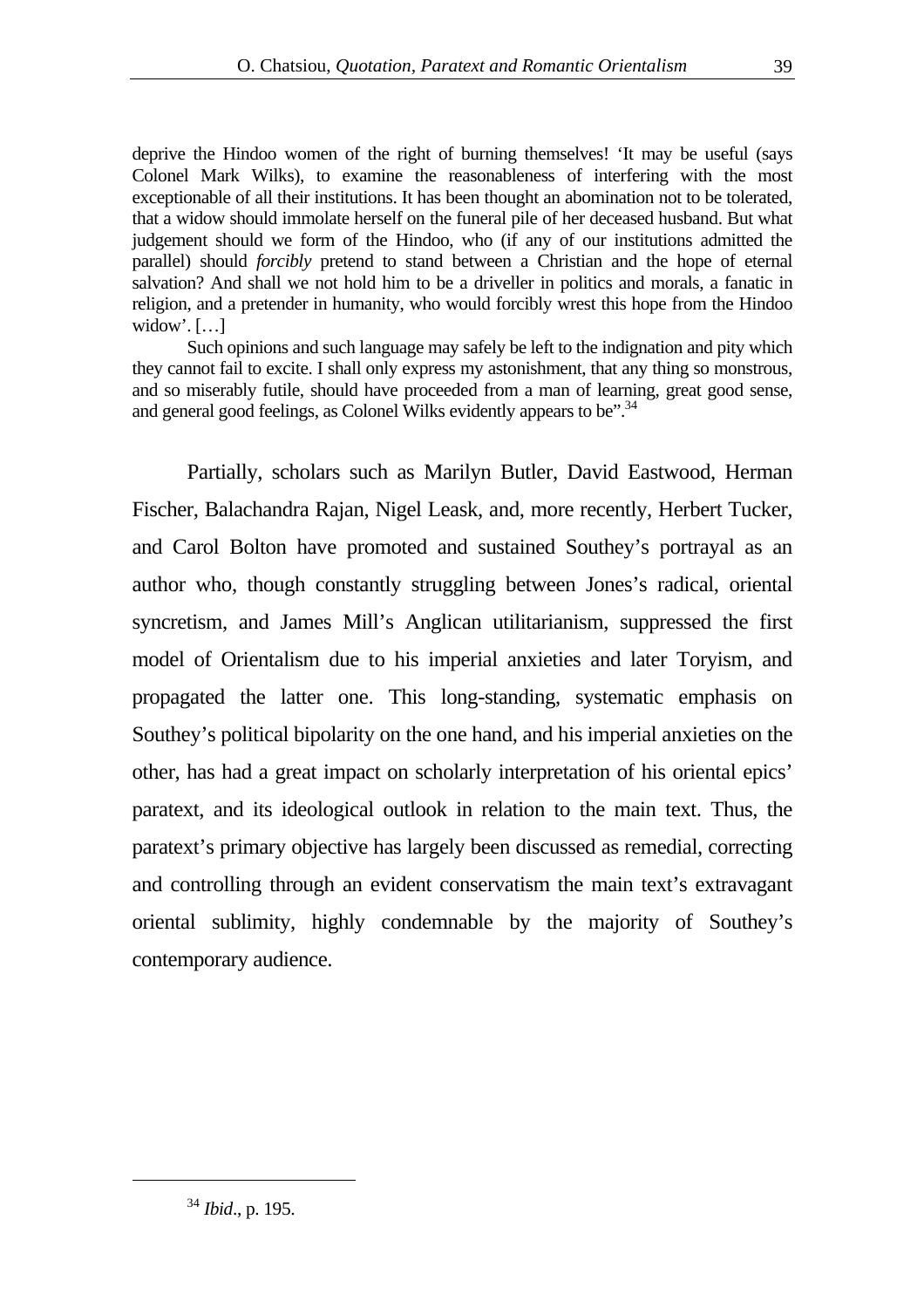> deprive the Hindoo women of the right of burning themselves! 'It may be useful (says Colonel Mark Wilks), to examine the reasonableness of interfering with the most exceptionable of all their institutions. It has been thought an abomination not to be tolerated, that a widow should immolate herself on the funeral pile of her deceased husband. But what judgement should we form of the Hindoo, who (if any of our institutions admitted the parallel) should *forcibly* pretend to stand between a Christian and the hope of eternal salvation? And shall we not hold him to be a driveller in politics and morals, a fanatic in religion, and a pretender in humanity, who would forcibly wrest this hope from the Hindoo widow'. […]
>
> Such opinions and such language may safely be left to the indignation and pity which they cannot fail to excite. I shall only express my astonishment, that any thing so monstrous, and so miserably futile, should have proceeded from a man of learning, great good sense, and general good feelings, as Colonel Wilks evidently appears to be".[34]

Partially, scholars such as Marilyn Butler, David Eastwood, Herman Fischer, Balachandra Rajan, Nigel Leask, and, more recently, Herbert Tucker, and Carol Bolton have promoted and sustained Southey's portrayal as an author who, though constantly struggling between Jones's radical, oriental syncretism, and James Mill's Anglican utilitarianism, suppressed the first model of Orientalism due to his imperial anxieties and later Toryism, and propagated the latter one. This long-standing, systematic emphasis on Southey's political bipolarity on the one hand, and his imperial anxieties on the other, has had a great impact on scholarly interpretation of his oriental epics' paratext, and its ideological outlook in relation to the main text. Thus, the paratext's primary objective has largely been discussed as remedial, correcting and controlling through an evident conservatism the main text's extravagant oriental sublimity, highly condemnable by the majority of Southey's contemporary audience.

[34] *Ibid*., p. 195.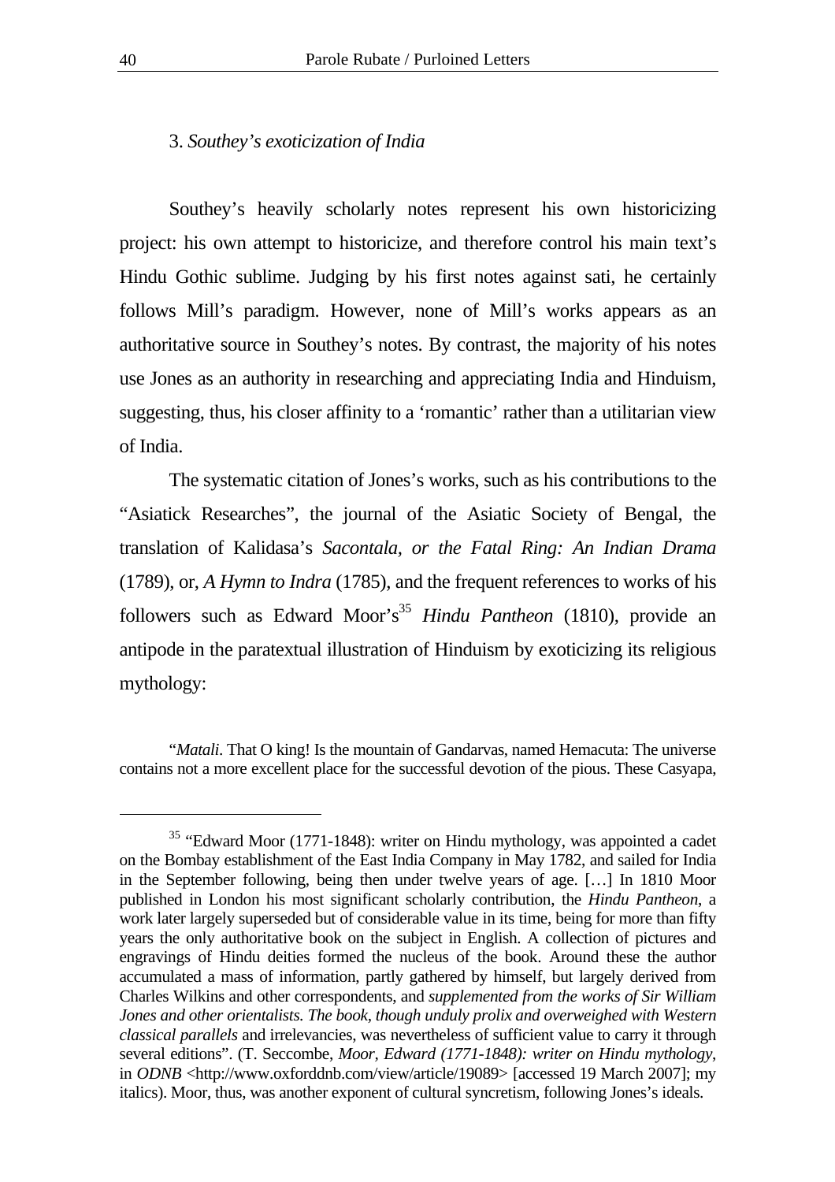### 3. *Southey's exoticization of India*

Southey's heavily scholarly notes represent his own historicizing project: his own attempt to historicize, and therefore control his main text's Hindu Gothic sublime. Judging by his first notes against sati, he certainly follows Mill's paradigm. However, none of Mill's works appears as an authoritative source in Southey's notes. By contrast, the majority of his notes use Jones as an authority in researching and appreciating India and Hinduism, suggesting, thus, his closer affinity to a 'romantic' rather than a utilitarian view of India.

The systematic citation of Jones's works, such as his contributions to the "Asiatick Researches", the journal of the Asiatic Society of Bengal, the translation of Kalidasa's *Sacontala, or the Fatal Ring: An Indian Drama* (1789), or, *A Hymn to Indra* (1785), and the frequent references to works of his followers such as Edward Moor's[35] *Hindu Pantheon* (1810), provide an antipode in the paratextual illustration of Hinduism by exoticizing its religious mythology:

> "*Matali*. That O king! Is the mountain of Gandarvas, named Hemacuta: The universe contains not a more excellent place for the successful devotion of the pious. These Casyapa,

[35] "Edward Moor (1771-1848): writer on Hindu mythology, was appointed a cadet on the Bombay establishment of the East India Company in May 1782, and sailed for India in the September following, being then under twelve years of age. […] In 1810 Moor published in London his most significant scholarly contribution, the *Hindu Pantheon*, a work later largely superseded but of considerable value in its time, being for more than fifty years the only authoritative book on the subject in English. A collection of pictures and engravings of Hindu deities formed the nucleus of the book. Around these the author accumulated a mass of information, partly gathered by himself, but largely derived from Charles Wilkins and other correspondents, and *supplemented from the works of Sir William Jones and other orientalists. The book, though unduly prolix and overweighed with Western classical parallels* and irrelevancies, was nevertheless of sufficient value to carry it through several editions". (T. Seccombe, *Moor, Edward (1771-1848): writer on Hindu mythology*, in *ODNB* <http://www.oxforddnb.com/view/article/19089> [accessed 19 March 2007]; my italics). Moor, thus, was another exponent of cultural syncretism, following Jones's ideals.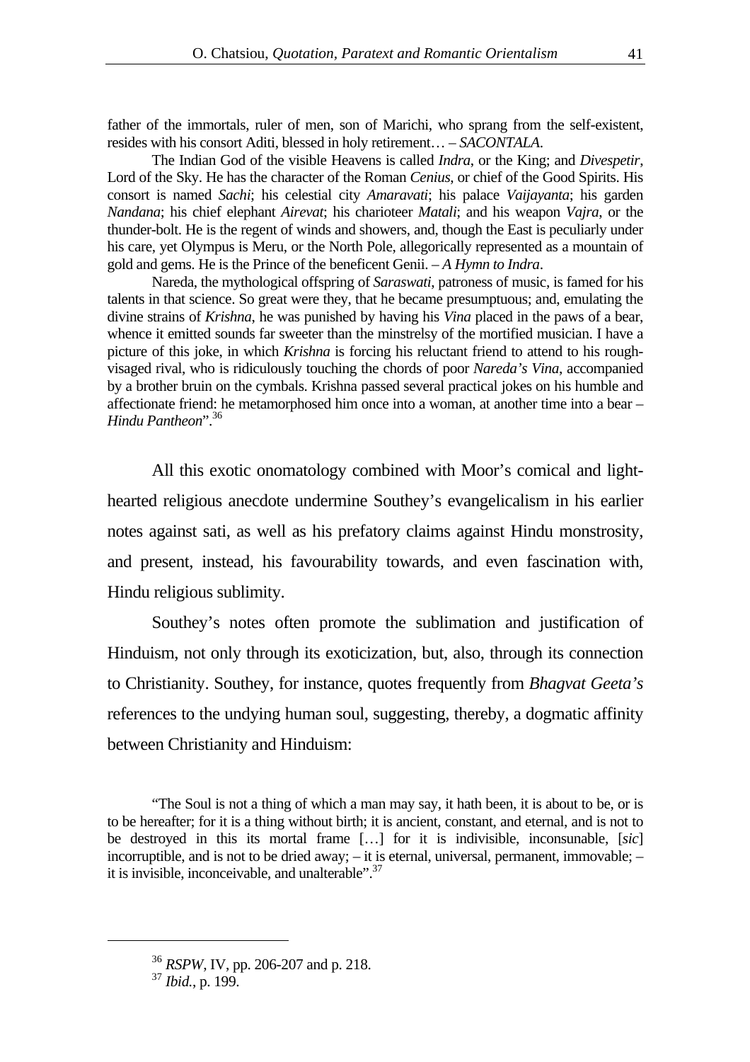father of the immortals, ruler of men, son of Marichi, who sprang from the self-existent, resides with his consort Aditi, blessed in holy retirement… – *SACONTALA*.

The Indian God of the visible Heavens is called *Indra*, or the King; and *Divespetir*, Lord of the Sky. He has the character of the Roman *Cenius*, or chief of the Good Spirits. His consort is named *Sachi*; his celestial city *Amaravati*; his palace *Vaijayanta*; his garden *Nandana*; his chief elephant *Airevat*; his charioteer *Matali*; and his weapon *Vajra*, or the thunder-bolt. He is the regent of winds and showers, and, though the East is peculiarly under his care, yet Olympus is Meru, or the North Pole, allegorically represented as a mountain of gold and gems. He is the Prince of the beneficent Genii. – *A Hymn to Indra*.

Nareda, the mythological offspring of *Saraswati*, patroness of music, is famed for his talents in that science. So great were they, that he became presumptuous; and, emulating the divine strains of *Krishna*, he was punished by having his *Vina* placed in the paws of a bear, whence it emitted sounds far sweeter than the minstrelsy of the mortified musician. I have a picture of this joke, in which *Krishna* is forcing his reluctant friend to attend to his rough-visaged rival, who is ridiculously touching the chords of poor *Nareda's Vina*, accompanied by a brother bruin on the cymbals. Krishna passed several practical jokes on his humble and affectionate friend: he metamorphosed him once into a woman, at another time into a bear – *Hindu Pantheon*".[36]

All this exotic onomatology combined with Moor's comical and light-hearted religious anecdote undermine Southey's evangelicalism in his earlier notes against sati, as well as his prefatory claims against Hindu monstrosity, and present, instead, his favourability towards, and even fascination with, Hindu religious sublimity.

Southey's notes often promote the sublimation and justification of Hinduism, not only through its exoticization, but, also, through its connection to Christianity. Southey, for instance, quotes frequently from *Bhagvat Geeta's* references to the undying human soul, suggesting, thereby, a dogmatic affinity between Christianity and Hinduism:

"The Soul is not a thing of which a man may say, it hath been, it is about to be, or is to be hereafter; for it is a thing without birth; it is ancient, constant, and eternal, and is not to be destroyed in this its mortal frame […] for it is indivisible, inconsunable, [*sic*] incorruptible, and is not to be dried away; – it is eternal, universal, permanent, immovable; – it is invisible, inconceivable, and unalterable".[37]

---

[36] *RSPW*, IV, pp. 206-207 and p. 218.

[37] *Ibid.*, p. 199.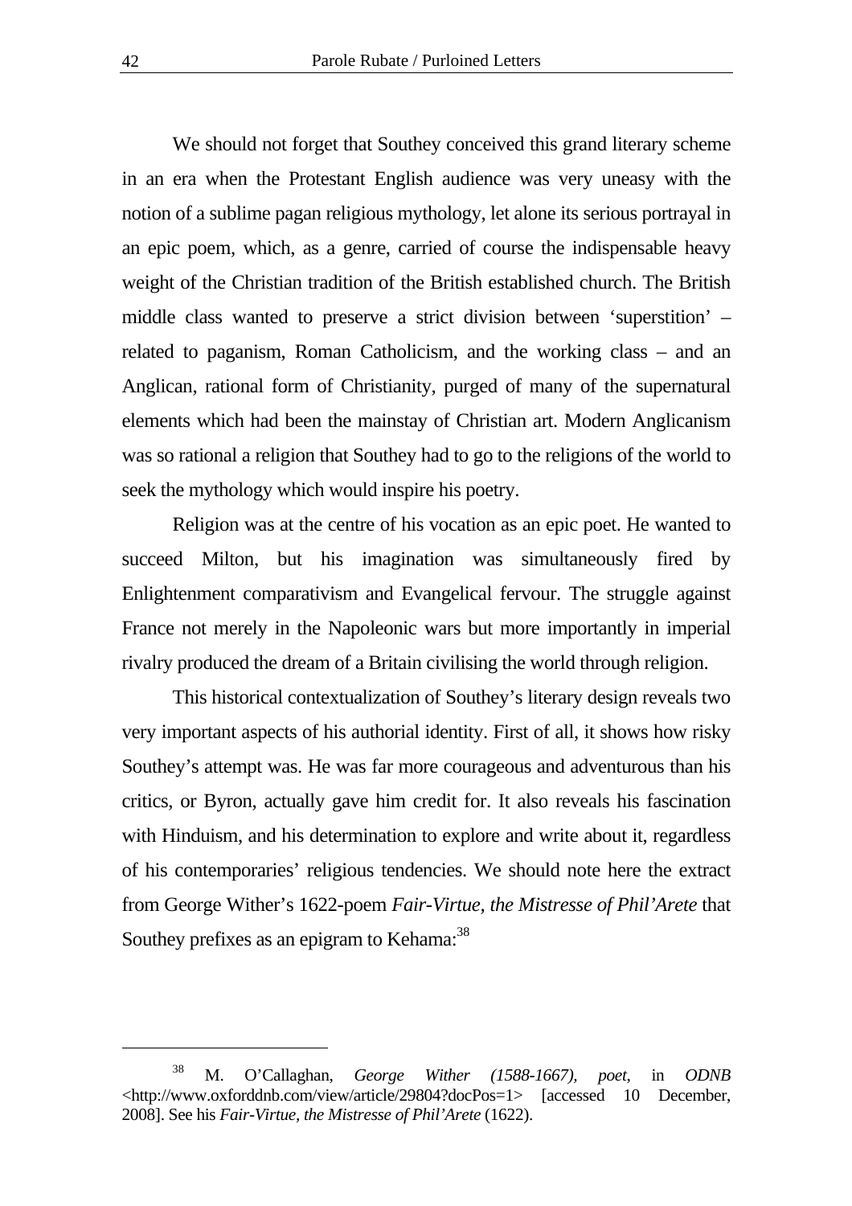We should not forget that Southey conceived this grand literary scheme in an era when the Protestant English audience was very uneasy with the notion of a sublime pagan religious mythology, let alone its serious portrayal in an epic poem, which, as a genre, carried of course the indispensable heavy weight of the Christian tradition of the British established church. The British middle class wanted to preserve a strict division between 'superstition' – related to paganism, Roman Catholicism, and the working class – and an Anglican, rational form of Christianity, purged of many of the supernatural elements which had been the mainstay of Christian art. Modern Anglicanism was so rational a religion that Southey had to go to the religions of the world to seek the mythology which would inspire his poetry.

Religion was at the centre of his vocation as an epic poet. He wanted to succeed Milton, but his imagination was simultaneously fired by Enlightenment comparativism and Evangelical fervour. The struggle against France not merely in the Napoleonic wars but more importantly in imperial rivalry produced the dream of a Britain civilising the world through religion.

This historical contextualization of Southey's literary design reveals two very important aspects of his authorial identity. First of all, it shows how risky Southey's attempt was. He was far more courageous and adventurous than his critics, or Byron, actually gave him credit for. It also reveals his fascination with Hinduism, and his determination to explore and write about it, regardless of his contemporaries' religious tendencies. We should note here the extract from George Wither's 1622-poem *Fair-Virtue, the Mistresse of Phil'Arete* that Southey prefixes as an epigram to Kehama:[38]

---

[38] M. O'Callaghan, *George Wither (1588-1667), poet*, in *ODNB* <http://www.oxforddnb.com/view/article/29804?docPos=1> [accessed 10 December, 2008]. See his *Fair-Virtue, the Mistresse of Phil'Arete* (1622).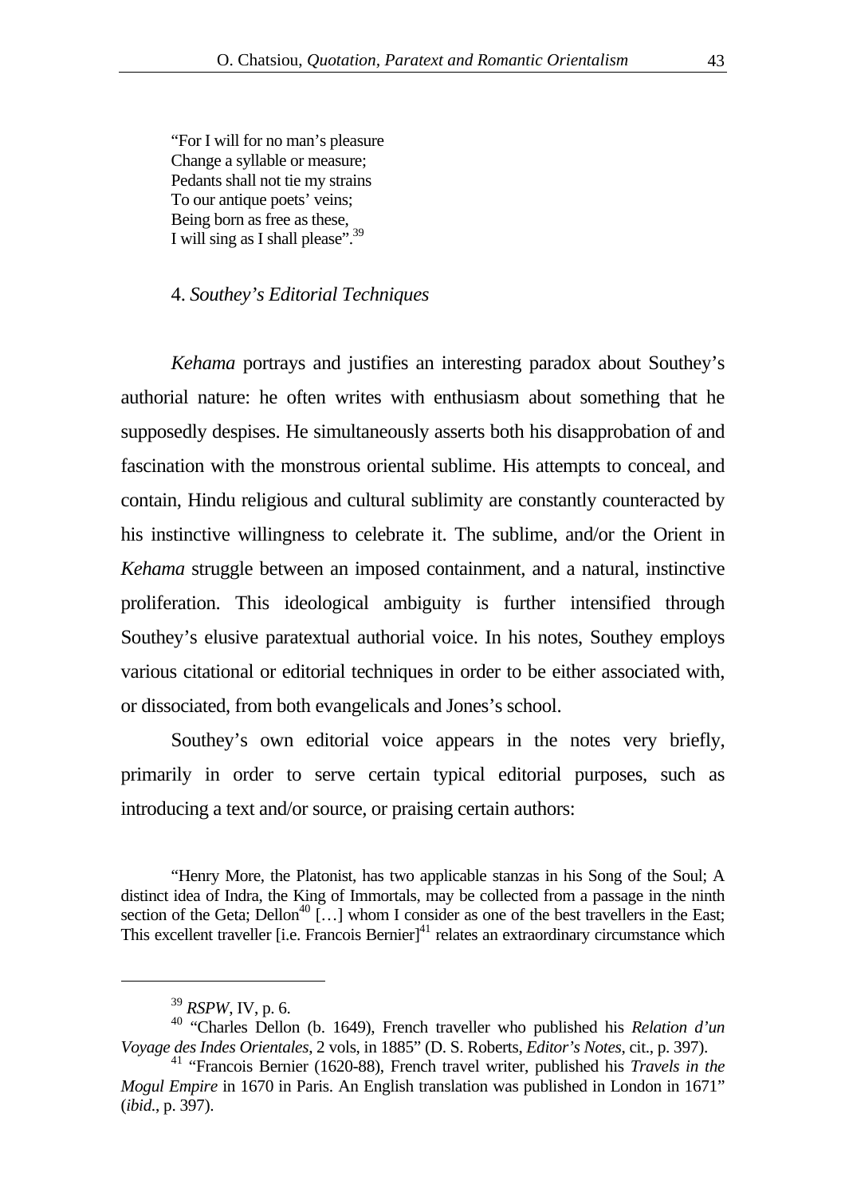"For I will for no man's pleasure  
Change a syllable or measure;  
Pedants shall not tie my strains  
To our antique poets' veins;  
Being born as free as these,  
I will sing as I shall please".[39]

## 4. *Southey's Editorial Techniques*

*Kehama* portrays and justifies an interesting paradox about Southey's authorial nature: he often writes with enthusiasm about something that he supposedly despises. He simultaneously asserts both his disapprobation of and fascination with the monstrous oriental sublime. His attempts to conceal, and contain, Hindu religious and cultural sublimity are constantly counteracted by his instinctive willingness to celebrate it. The sublime, and/or the Orient in *Kehama* struggle between an imposed containment, and a natural, instinctive proliferation. This ideological ambiguity is further intensified through Southey's elusive paratextual authorial voice. In his notes, Southey employs various citational or editorial techniques in order to be either associated with, or dissociated, from both evangelicals and Jones's school.

Southey's own editorial voice appears in the notes very briefly, primarily in order to serve certain typical editorial purposes, such as introducing a text and/or source, or praising certain authors:

"Henry More, the Platonist, has two applicable stanzas in his Song of the Soul; A distinct idea of Indra, the King of Immortals, may be collected from a passage in the ninth section of the Geta; Dellon[40] […] whom I consider as one of the best travellers in the East; This excellent traveller [i.e. Francois Bernier][41] relates an extraordinary circumstance which

---

[39] *RSPW*, IV, p. 6.

[40] "Charles Dellon (b. 1649), French traveller who published his *Relation d'un Voyage des Indes Orientales*, 2 vols, in 1885" (D. S. Roberts, *Editor's Notes*, cit., p. 397).

[41] "Francois Bernier (1620-88), French travel writer, published his *Travels in the Mogul Empire* in 1670 in Paris. An English translation was published in London in 1671" (*ibid*., p. 397).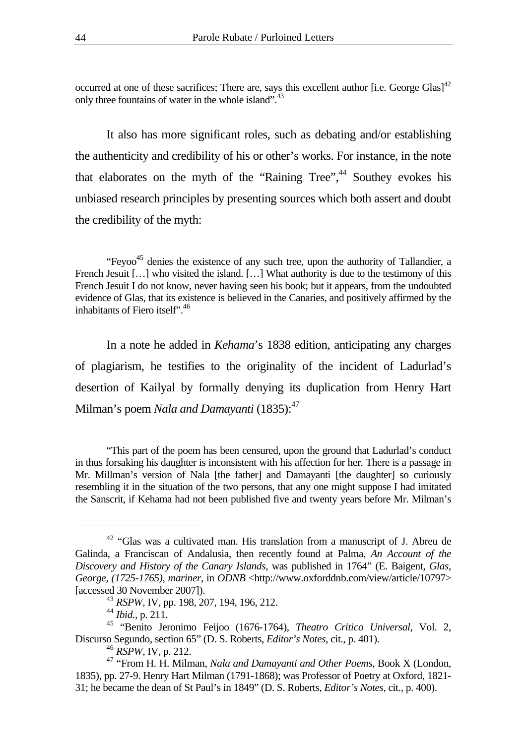occurred at one of these sacrifices; There are, says this excellent author [i.e. George Glas][42] only three fountains of water in the whole island".[43]

It also has more significant roles, such as debating and/or establishing the authenticity and credibility of his or other's works. For instance, in the note that elaborates on the myth of the "Raining Tree",[44] Southey evokes his unbiased research principles by presenting sources which both assert and doubt the credibility of the myth:

> "Feyoo[45] denies the existence of any such tree, upon the authority of Tallandier, a French Jesuit […] who visited the island. […] What authority is due to the testimony of this French Jesuit I do not know, never having seen his book; but it appears, from the undoubted evidence of Glas, that its existence is believed in the Canaries, and positively affirmed by the inhabitants of Fiero itself".[46]

In a note he added in *Kehama*'s 1838 edition, anticipating any charges of plagiarism, he testifies to the originality of the incident of Ladurlad's desertion of Kailyal by formally denying its duplication from Henry Hart Milman's poem *Nala and Damayanti* (1835):[47]

> "This part of the poem has been censured, upon the ground that Ladurlad's conduct in thus forsaking his daughter is inconsistent with his affection for her. There is a passage in Mr. Millman's version of Nala [the father] and Damayanti [the daughter] so curiously resembling it in the situation of the two persons, that any one might suppose I had imitated the Sanscrit, if Kehama had not been published five and twenty years before Mr. Milman's

---

[42] "Glas was a cultivated man. His translation from a manuscript of J. Abreu de Galinda, a Franciscan of Andalusia, then recently found at Palma, *An Account of the Discovery and History of the Canary Islands*, was published in 1764" (E. Baigent, *Glas, George, (1725-1765), mariner*, in *ODNB* <http://www.oxforddnb.com/view/article/10797> [accessed 30 November 2007]).

[43] *RSPW*, IV, pp. 198, 207, 194, 196, 212.

[44] *Ibid.*, p. 211.

[45] "Benito Jeronimo Feijoo (1676-1764), *Theatro Critico Universal*, Vol. 2, Discurso Segundo, section 65" (D. S. Roberts, *Editor's Notes*, cit., p. 401).

[46] *RSPW*, IV, p. 212.

[47] "From H. H. Milman, *Nala and Damayanti and Other Poems*, Book X (London, 1835), pp. 27-9. Henry Hart Milman (1791-1868); was Professor of Poetry at Oxford, 1821-31; he became the dean of St Paul's in 1849" (D. S. Roberts, *Editor's Notes*, cit., p. 400).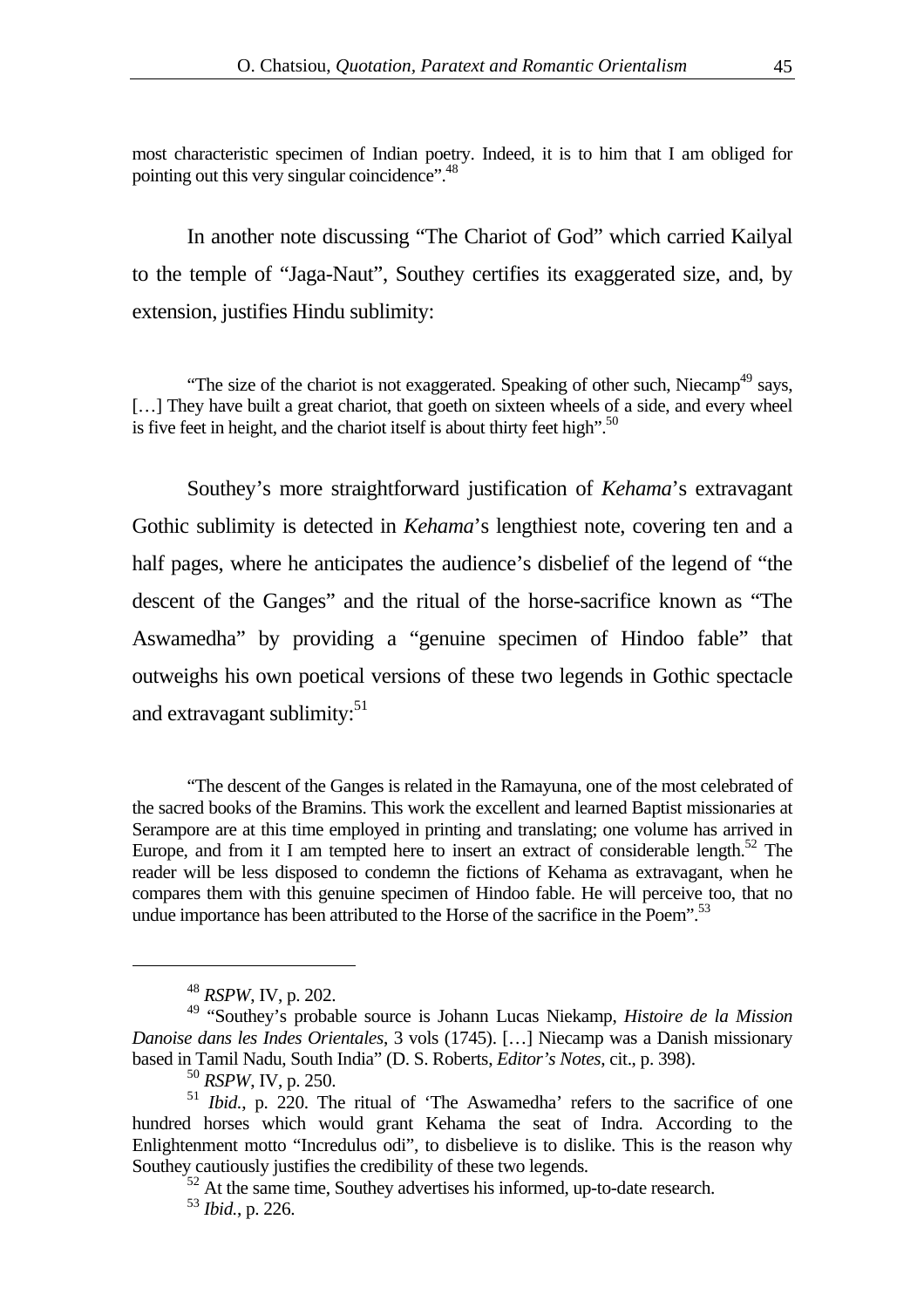most characteristic specimen of Indian poetry. Indeed, it is to him that I am obliged for pointing out this very singular coincidence".[48]

In another note discussing "The Chariot of God" which carried Kailyal to the temple of "Jaga-Naut", Southey certifies its exaggerated size, and, by extension, justifies Hindu sublimity:

> "The size of the chariot is not exaggerated. Speaking of other such, Niecamp[49] says, […] They have built a great chariot, that goeth on sixteen wheels of a side, and every wheel is five feet in height, and the chariot itself is about thirty feet high".[50]

Southey's more straightforward justification of *Kehama*'s extravagant Gothic sublimity is detected in *Kehama*'s lengthiest note, covering ten and a half pages, where he anticipates the audience's disbelief of the legend of "the descent of the Ganges" and the ritual of the horse-sacrifice known as "The Aswamedha" by providing a "genuine specimen of Hindoo fable" that outweighs his own poetical versions of these two legends in Gothic spectacle and extravagant sublimity:[51]

> "The descent of the Ganges is related in the Ramayuna, one of the most celebrated of the sacred books of the Bramins. This work the excellent and learned Baptist missionaries at Serampore are at this time employed in printing and translating; one volume has arrived in Europe, and from it I am tempted here to insert an extract of considerable length.[52] The reader will be less disposed to condemn the fictions of Kehama as extravagant, when he compares them with this genuine specimen of Hindoo fable. He will perceive too, that no undue importance has been attributed to the Horse of the sacrifice in the Poem".[53]

---

[48] *RSPW*, IV, p. 202.

[49] "Southey's probable source is Johann Lucas Niekamp, *Histoire de la Mission Danoise dans les Indes Orientales*, 3 vols (1745). […] Niecamp was a Danish missionary based in Tamil Nadu, South India" (D. S. Roberts, *Editor's Notes*, cit., p. 398).

[50] *RSPW*, IV, p. 250.

[51] *Ibid.*, p. 220. The ritual of 'The Aswamedha' refers to the sacrifice of one hundred horses which would grant Kehama the seat of Indra. According to the Enlightenment motto "Incredulus odi", to disbelieve is to dislike. This is the reason why Southey cautiously justifies the credibility of these two legends.

[52] At the same time, Southey advertises his informed, up-to-date research.

[53] *Ibid.*, p. 226.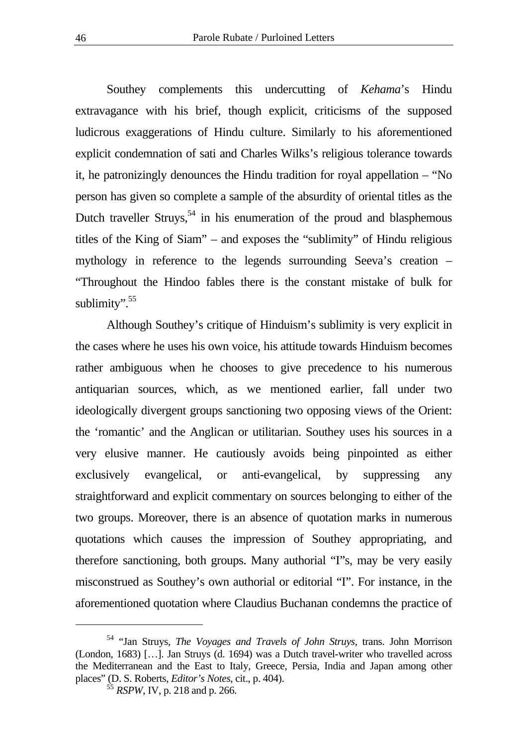Southey complements this undercutting of *Kehama*'s Hindu extravagance with his brief, though explicit, criticisms of the supposed ludicrous exaggerations of Hindu culture. Similarly to his aforementioned explicit condemnation of sati and Charles Wilks's religious tolerance towards it, he patronizingly denounces the Hindu tradition for royal appellation – "No person has given so complete a sample of the absurdity of oriental titles as the Dutch traveller Struys,[54] in his enumeration of the proud and blasphemous titles of the King of Siam" – and exposes the "sublimity" of Hindu religious mythology in reference to the legends surrounding Seeva's creation – "Throughout the Hindoo fables there is the constant mistake of bulk for sublimity".[55]

Although Southey's critique of Hinduism's sublimity is very explicit in the cases where he uses his own voice, his attitude towards Hinduism becomes rather ambiguous when he chooses to give precedence to his numerous antiquarian sources, which, as we mentioned earlier, fall under two ideologically divergent groups sanctioning two opposing views of the Orient: the 'romantic' and the Anglican or utilitarian. Southey uses his sources in a very elusive manner. He cautiously avoids being pinpointed as either exclusively evangelical, or anti-evangelical, by suppressing any straightforward and explicit commentary on sources belonging to either of the two groups. Moreover, there is an absence of quotation marks in numerous quotations which causes the impression of Southey appropriating, and therefore sanctioning, both groups. Many authorial "I"s, may be very easily misconstrued as Southey's own authorial or editorial "I". For instance, in the aforementioned quotation where Claudius Buchanan condemns the practice of

---

[54] "Jan Struys, *The Voyages and Travels of John Struys*, trans. John Morrison (London, 1683) […]. Jan Struys (d. 1694) was a Dutch travel-writer who travelled across the Mediterranean and the East to Italy, Greece, Persia, India and Japan among other places" (D. S. Roberts, *Editor's Notes*, cit., p. 404).

[55] *RSPW*, IV, p. 218 and p. 266.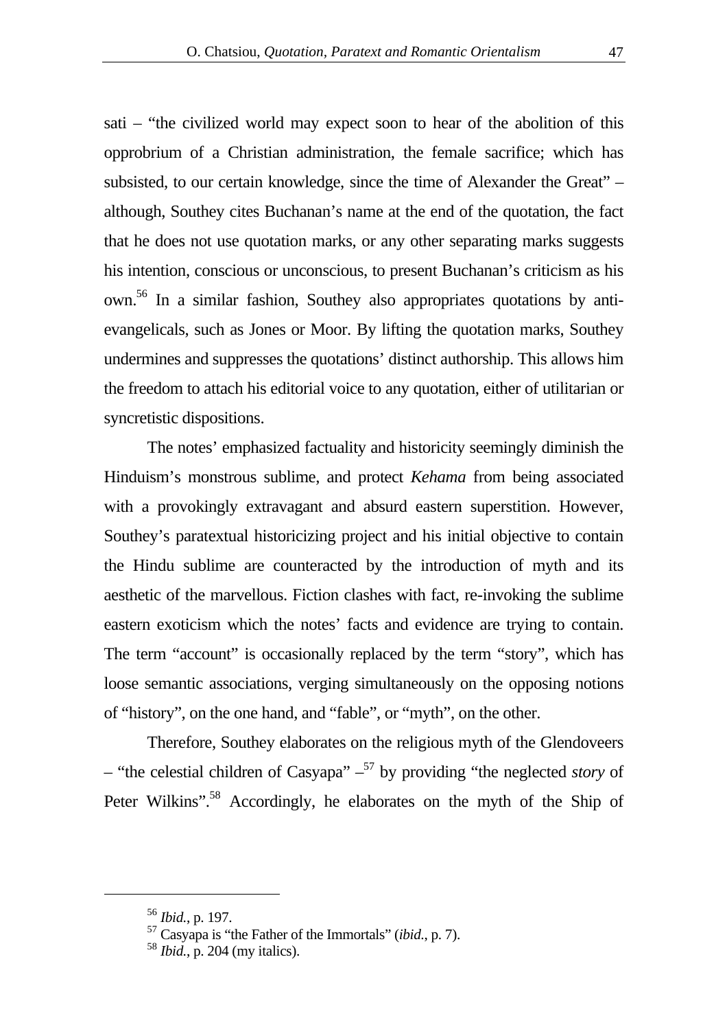sati – "the civilized world may expect soon to hear of the abolition of this opprobrium of a Christian administration, the female sacrifice; which has subsisted, to our certain knowledge, since the time of Alexander the Great" – although, Southey cites Buchanan's name at the end of the quotation, the fact that he does not use quotation marks, or any other separating marks suggests his intention, conscious or unconscious, to present Buchanan's criticism as his own.[56] In a similar fashion, Southey also appropriates quotations by anti-evangelicals, such as Jones or Moor. By lifting the quotation marks, Southey undermines and suppresses the quotations' distinct authorship. This allows him the freedom to attach his editorial voice to any quotation, either of utilitarian or syncretistic dispositions.

The notes' emphasized factuality and historicity seemingly diminish the Hinduism's monstrous sublime, and protect *Kehama* from being associated with a provokingly extravagant and absurd eastern superstition. However, Southey's paratextual historicizing project and his initial objective to contain the Hindu sublime are counteracted by the introduction of myth and its aesthetic of the marvellous. Fiction clashes with fact, re-invoking the sublime eastern exoticism which the notes' facts and evidence are trying to contain. The term "account" is occasionally replaced by the term "story", which has loose semantic associations, verging simultaneously on the opposing notions of "history", on the one hand, and "fable", or "myth", on the other.

Therefore, Southey elaborates on the religious myth of the Glendoveers – "the celestial children of Casyapa" –[57] by providing "the neglected *story* of Peter Wilkins".[58] Accordingly, he elaborates on the myth of the Ship of

---

[56] *Ibid.*, p. 197.

[57] Casyapa is "the Father of the Immortals" (*ibid.*, p. 7).

[58] *Ibid.*, p. 204 (my italics).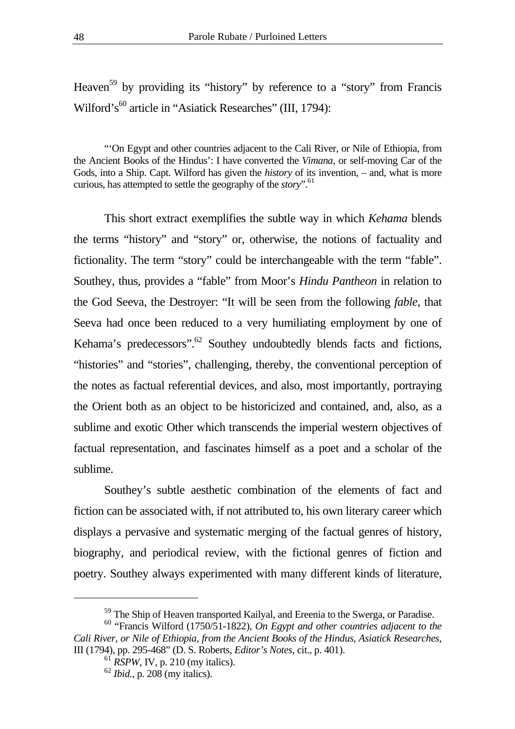Heaven[59] by providing its "history" by reference to a "story" from Francis Wilford's[60] article in "Asiatick Researches" (III, 1794):

> "'On Egypt and other countries adjacent to the Cali River, or Nile of Ethiopia, from the Ancient Books of the Hindus': I have converted the *Vimana*, or self-moving Car of the Gods, into a Ship. Capt. Wilford has given the *history* of its invention, – and, what is more curious, has attempted to settle the geography of the *story*".[61]

This short extract exemplifies the subtle way in which *Kehama* blends the terms "history" and "story" or, otherwise, the notions of factuality and fictionality. The term "story" could be interchangeable with the term "fable". Southey, thus, provides a "fable" from Moor's *Hindu Pantheon* in relation to the God Seeva, the Destroyer: "It will be seen from the following *fable*, that Seeva had once been reduced to a very humiliating employment by one of Kehama's predecessors".[62] Southey undoubtedly blends facts and fictions, "histories" and "stories", challenging, thereby, the conventional perception of the notes as factual referential devices, and also, most importantly, portraying the Orient both as an object to be historicized and contained, and, also, as a sublime and exotic Other which transcends the imperial western objectives of factual representation, and fascinates himself as a poet and a scholar of the sublime.

Southey's subtle aesthetic combination of the elements of fact and fiction can be associated with, if not attributed to, his own literary career which displays a pervasive and systematic merging of the factual genres of history, biography, and periodical review, with the fictional genres of fiction and poetry. Southey always experimented with many different kinds of literature,

---

[59] The Ship of Heaven transported Kailyal, and Ereenia to the Swerga, or Paradise.

[60] "Francis Wilford (1750/51-1822), *On Egypt and other countries adjacent to the Cali River, or Nile of Ethiopia, from the Ancient Books of the Hindus*, *Asiatick Researches*, III (1794), pp. 295-468" (D. S. Roberts, *Editor's Notes*, cit., p. 401).

[61] *RSPW*, IV, p. 210 (my italics).

[62] *Ibid.*, p. 208 (my italics).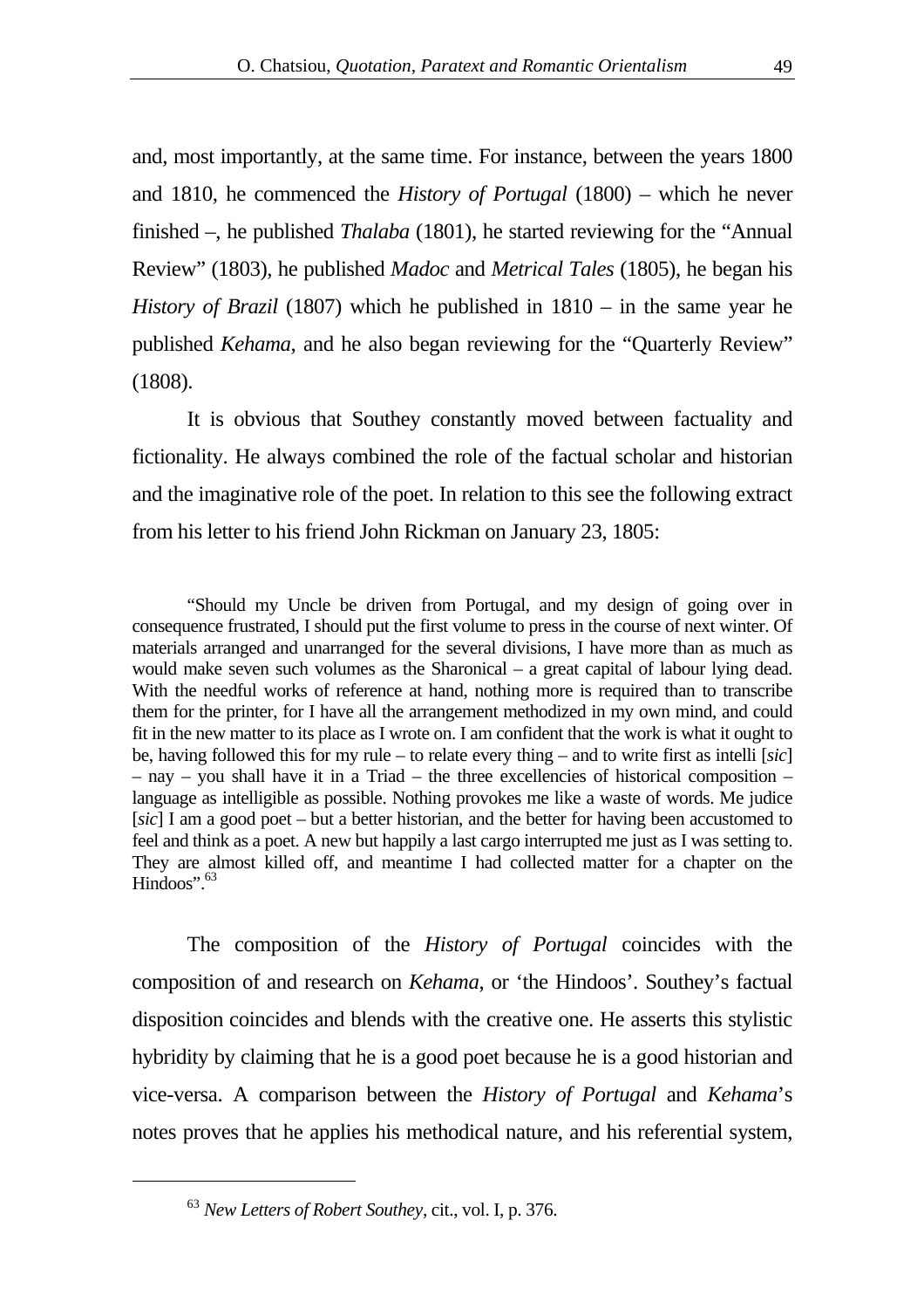and, most importantly, at the same time. For instance, between the years 1800 and 1810, he commenced the *History of Portugal* (1800) – which he never finished –, he published *Thalaba* (1801), he started reviewing for the "Annual Review" (1803), he published *Madoc* and *Metrical Tales* (1805), he began his *History of Brazil* (1807) which he published in 1810 – in the same year he published *Kehama*, and he also began reviewing for the "Quarterly Review" (1808).

It is obvious that Southey constantly moved between factuality and fictionality. He always combined the role of the factual scholar and historian and the imaginative role of the poet. In relation to this see the following extract from his letter to his friend John Rickman on January 23, 1805:

> "Should my Uncle be driven from Portugal, and my design of going over in consequence frustrated, I should put the first volume to press in the course of next winter. Of materials arranged and unarranged for the several divisions, I have more than as much as would make seven such volumes as the Sharonical – a great capital of labour lying dead. With the needful works of reference at hand, nothing more is required than to transcribe them for the printer, for I have all the arrangement methodized in my own mind, and could fit in the new matter to its place as I wrote on. I am confident that the work is what it ought to be, having followed this for my rule – to relate every thing – and to write first as intelli [*sic*] – nay – you shall have it in a Triad – the three excellencies of historical composition – language as intelligible as possible. Nothing provokes me like a waste of words. Me judice [*sic*] I am a good poet – but a better historian, and the better for having been accustomed to feel and think as a poet. A new but happily a last cargo interrupted me just as I was setting to. They are almost killed off, and meantime I had collected matter for a chapter on the Hindoos".[63]

The composition of the *History of Portugal* coincides with the composition of and research on *Kehama*, or 'the Hindoos'. Southey's factual disposition coincides and blends with the creative one. He asserts this stylistic hybridity by claiming that he is a good poet because he is a good historian and vice-versa. A comparison between the *History of Portugal* and *Kehama*'s notes proves that he applies his methodical nature, and his referential system,

---

[63] *New Letters of Robert Southey*, cit., vol. I, p. 376.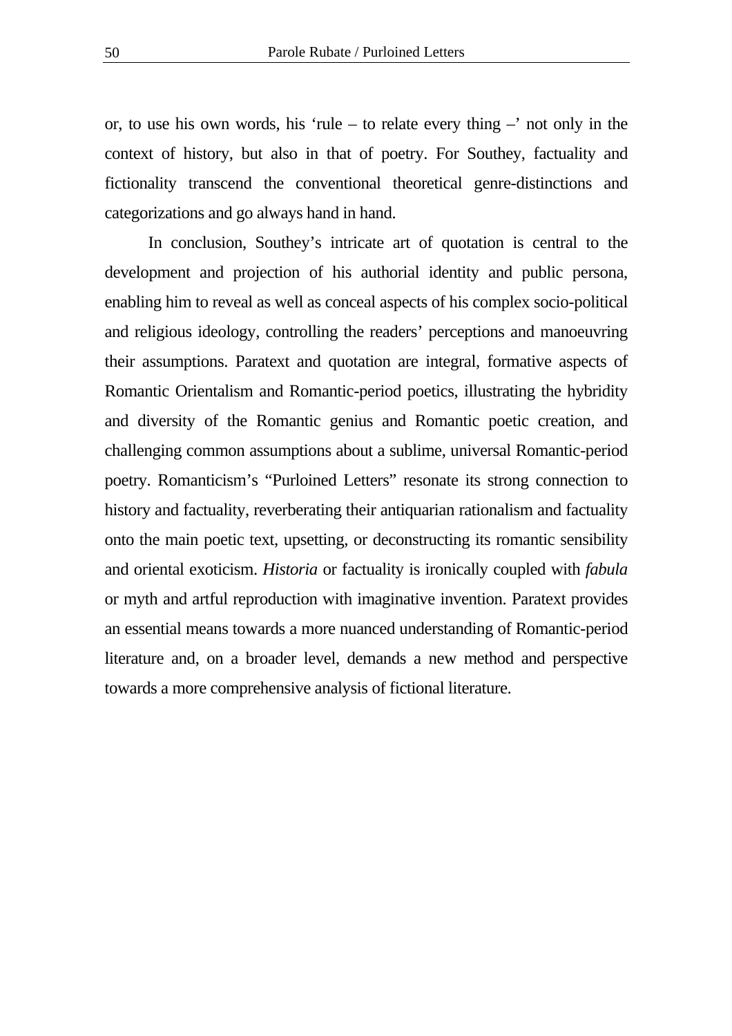or, to use his own words, his 'rule – to relate every thing –' not only in the context of history, but also in that of poetry. For Southey, factuality and fictionality transcend the conventional theoretical genre-distinctions and categorizations and go always hand in hand.

In conclusion, Southey's intricate art of quotation is central to the development and projection of his authorial identity and public persona, enabling him to reveal as well as conceal aspects of his complex socio-political and religious ideology, controlling the readers' perceptions and manoeuvring their assumptions. Paratext and quotation are integral, formative aspects of Romantic Orientalism and Romantic-period poetics, illustrating the hybridity and diversity of the Romantic genius and Romantic poetic creation, and challenging common assumptions about a sublime, universal Romantic-period poetry. Romanticism's "Purloined Letters" resonate its strong connection to history and factuality, reverberating their antiquarian rationalism and factuality onto the main poetic text, upsetting, or deconstructing its romantic sensibility and oriental exoticism. *Historia* or factuality is ironically coupled with *fabula* or myth and artful reproduction with imaginative invention. Paratext provides an essential means towards a more nuanced understanding of Romantic-period literature and, on a broader level, demands a new method and perspective towards a more comprehensive analysis of fictional literature.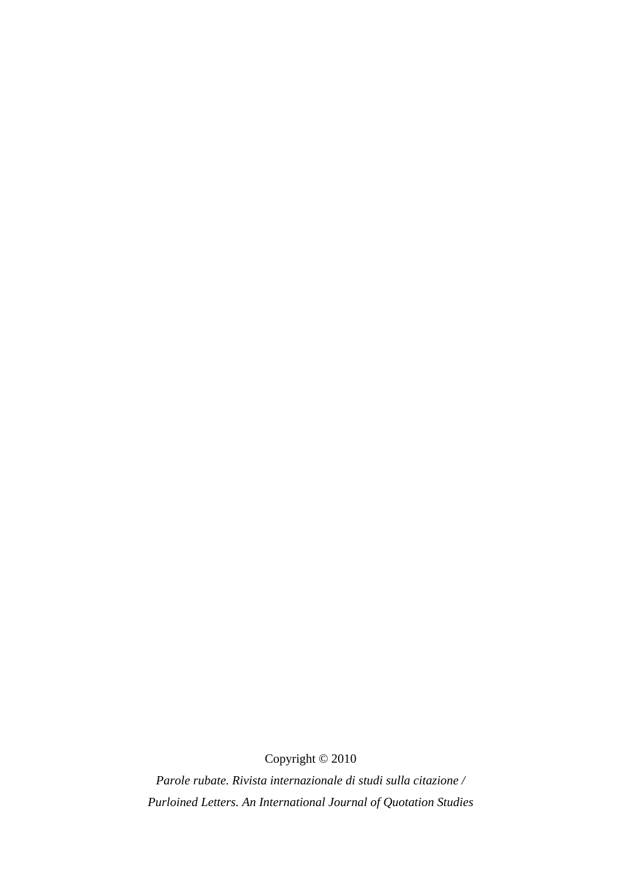Copyright © 2010

*Parole rubate. Rivista internazionale di studi sulla citazione /*

*Purloined Letters. An International Journal of Quotation Studies*